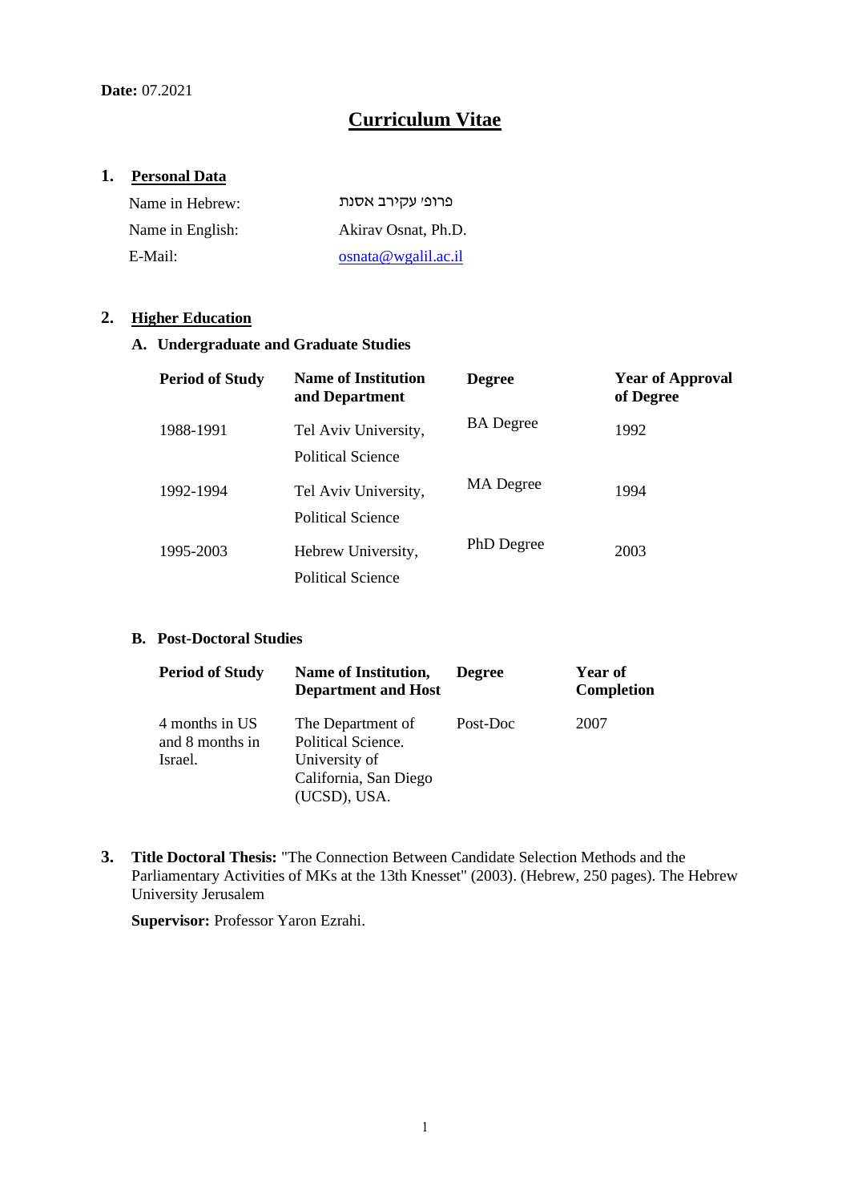**Date:** 07.2021

# Curriculum Vitae

## 1. Personal Data

| | |
|---|---|
| Name in Hebrew: | פרופ' עקירב אסנת |
| Name in English: | Akirav Osnat, Ph.D. |
| E-Mail: | osnata@wgalil.ac.il |

## 2. Higher Education

### A. Undergraduate and Graduate Studies

| Period of Study | Name of Institution and Department | Degree | Year of Approval of Degree |
|---|---|---|---|
| 1988-1991 | Tel Aviv University, Political Science | BA Degree | 1992 |
| 1992-1994 | Tel Aviv University, Political Science | MA Degree | 1994 |
| 1995-2003 | Hebrew University, Political Science | PhD Degree | 2003 |

### B. Post-Doctoral Studies

| Period of Study | Name of Institution, Department and Host | Degree | Year of Completion |
|---|---|---|---|
| 4 months in US and 8 months in Israel. | The Department of Political Science. University of California, San Diego (UCSD), USA. | Post-Doc | 2007 |

## 3. **Title Doctoral Thesis:** "The Connection Between Candidate Selection Methods and the Parliamentary Activities of MKs at the 13th Knesset" (2003). (Hebrew, 250 pages). The Hebrew University Jerusalem

**Supervisor:** Professor Yaron Ezrahi.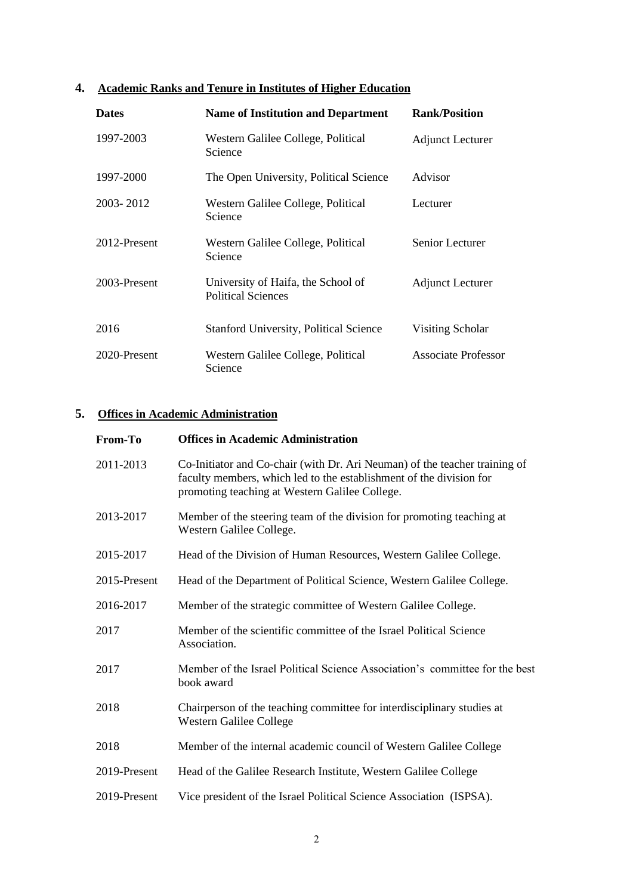## 4. Academic Ranks and Tenure in Institutes of Higher Education

| Dates | Name of Institution and Department | Rank/Position |
|---|---|---|
| 1997-2003 | Western Galilee College, Political Science | Adjunct Lecturer |
| 1997-2000 | The Open University, Political Science | Advisor |
| 2003- 2012 | Western Galilee College, Political Science | Lecturer |
| 2012-Present | Western Galilee College, Political Science | Senior Lecturer |
| 2003-Present | University of Haifa, the School of Political Sciences | Adjunct Lecturer |
| 2016 | Stanford University, Political Science | Visiting Scholar |
| 2020-Present | Western Galilee College, Political Science | Associate Professor |

## 5. Offices in Academic Administration

| From-To | Offices in Academic Administration |
|---|---|
| 2011-2013 | Co-Initiator and Co-chair (with Dr. Ari Neuman) of the teacher training of faculty members, which led to the establishment of the division for promoting teaching at Western Galilee College. |
| 2013-2017 | Member of the steering team of the division for promoting teaching at Western Galilee College. |
| 2015-2017 | Head of the Division of Human Resources, Western Galilee College. |
| 2015-Present | Head of the Department of Political Science, Western Galilee College. |
| 2016-2017 | Member of the strategic committee of Western Galilee College. |
| 2017 | Member of the scientific committee of the Israel Political Science Association. |
| 2017 | Member of the Israel Political Science Association's committee for the best book award |
| 2018 | Chairperson of the teaching committee for interdisciplinary studies at Western Galilee College |
| 2018 | Member of the internal academic council of Western Galilee College |
| 2019-Present | Head of the Galilee Research Institute, Western Galilee College |
| 2019-Present | Vice president of the Israel Political Science Association (ISPSA). |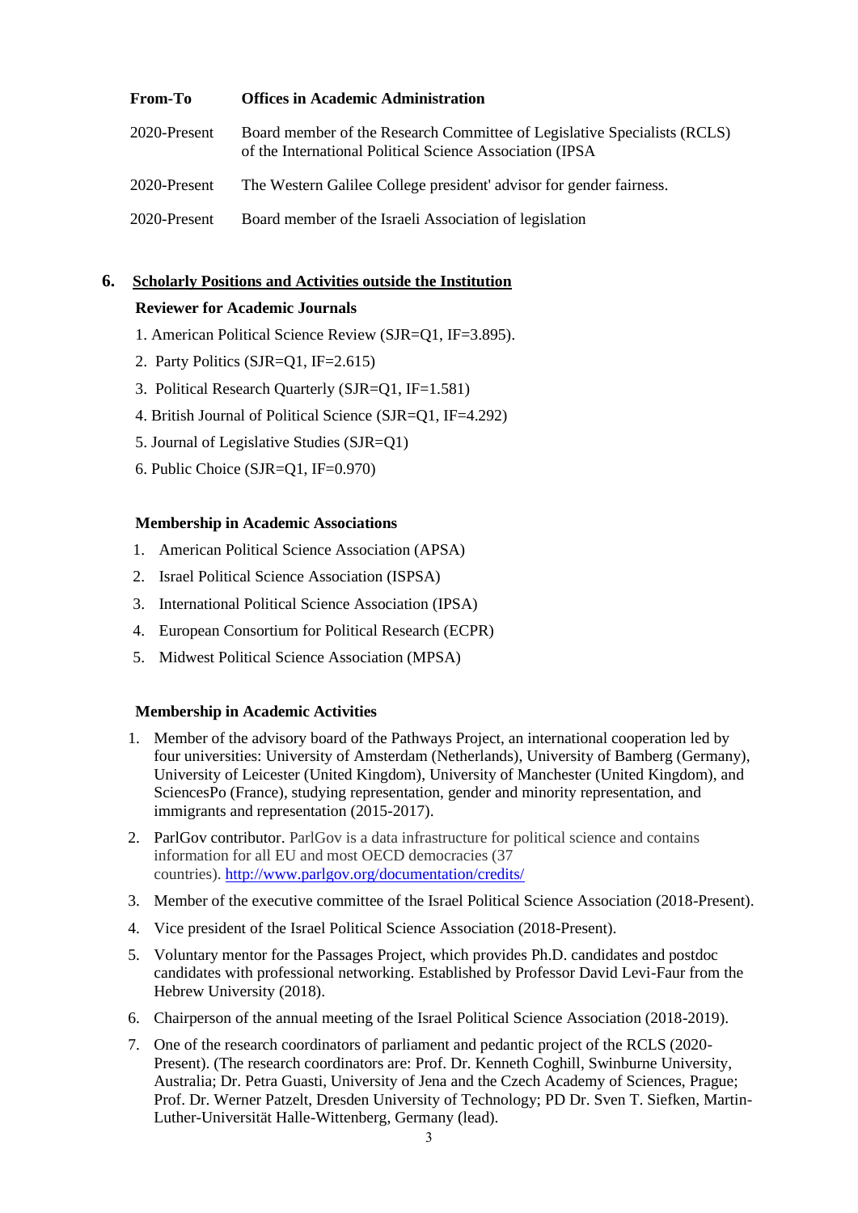| From-To | Offices in Academic Administration |
| --- | --- |
| 2020-Present | Board member of the Research Committee of Legislative Specialists (RCLS) of the International Political Science Association (IPSA |
| 2020-Present | The Western Galilee College president' advisor for gender fairness. |
| 2020-Present | Board member of the Israeli Association of legislation |

## 6. Scholarly Positions and Activities outside the Institution

**Reviewer for Academic Journals**

1. American Political Science Review (SJR=Q1, IF=3.895).
2. Party Politics (SJR=Q1, IF=2.615)
3. Political Research Quarterly (SJR=Q1, IF=1.581)
4. British Journal of Political Science (SJR=Q1, IF=4.292)
5. Journal of Legislative Studies (SJR=Q1)
6. Public Choice (SJR=Q1, IF=0.970)

**Membership in Academic Associations**

1. American Political Science Association (APSA)
2. Israel Political Science Association (ISPSA)
3. International Political Science Association (IPSA)
4. European Consortium for Political Research (ECPR)
5. Midwest Political Science Association (MPSA)

**Membership in Academic Activities**

1. Member of the advisory board of the Pathways Project, an international cooperation led by four universities: University of Amsterdam (Netherlands), University of Bamberg (Germany), University of Leicester (United Kingdom), University of Manchester (United Kingdom), and SciencesPo (France), studying representation, gender and minority representation, and immigrants and representation (2015-2017).
2. ParlGov contributor. ParlGov is a data infrastructure for political science and contains information for all EU and most OECD democracies (37 countries). http://www.parlgov.org/documentation/credits/
3. Member of the executive committee of the Israel Political Science Association (2018-Present).
4. Vice president of the Israel Political Science Association (2018-Present).
5. Voluntary mentor for the Passages Project, which provides Ph.D. candidates and postdoc candidates with professional networking. Established by Professor David Levi-Faur from the Hebrew University (2018).
6. Chairperson of the annual meeting of the Israel Political Science Association (2018-2019).
7. One of the research coordinators of parliament and pedantic project of the RCLS (2020-Present). (The research coordinators are: Prof. Dr. Kenneth Coghill, Swinburne University, Australia; Dr. Petra Guasti, University of Jena and the Czech Academy of Sciences, Prague; Prof. Dr. Werner Patzelt, Dresden University of Technology; PD Dr. Sven T. Siefken, Martin-Luther-Universität Halle-Wittenberg, Germany (lead).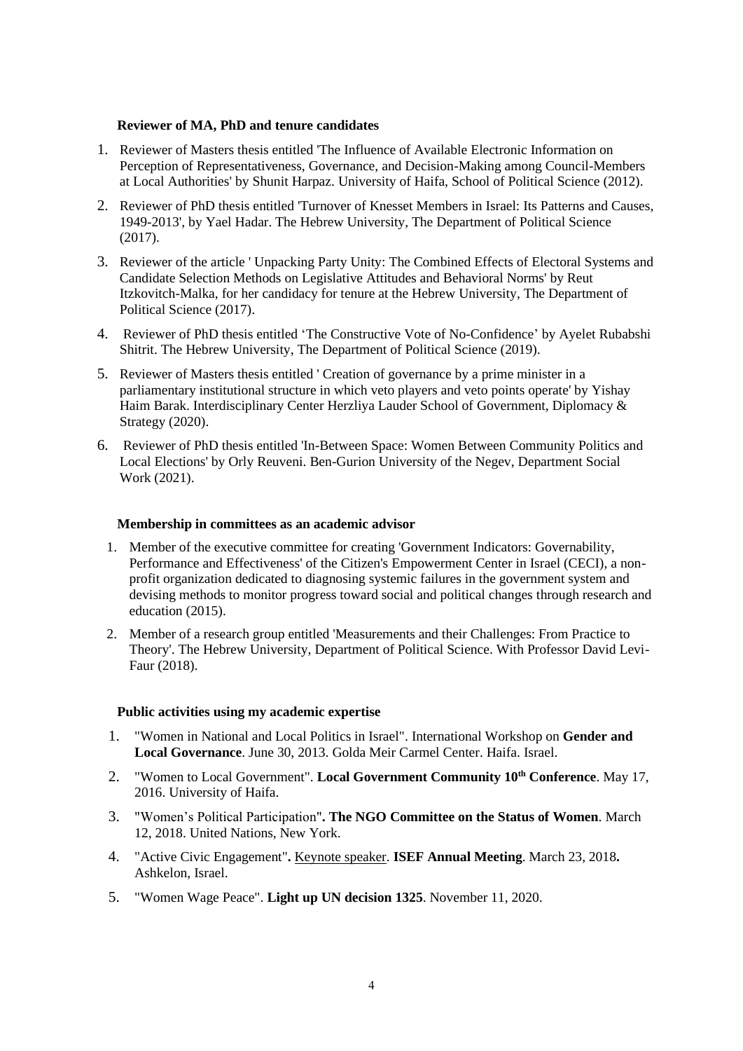**Reviewer of MA, PhD and tenure candidates**

1. Reviewer of Masters thesis entitled 'The Influence of Available Electronic Information on Perception of Representativeness, Governance, and Decision-Making among Council-Members at Local Authorities' by Shunit Harpaz. University of Haifa, School of Political Science (2012).
2. Reviewer of PhD thesis entitled 'Turnover of Knesset Members in Israel: Its Patterns and Causes, 1949-2013', by Yael Hadar. The Hebrew University, The Department of Political Science (2017).
3. Reviewer of the article ' Unpacking Party Unity: The Combined Effects of Electoral Systems and Candidate Selection Methods on Legislative Attitudes and Behavioral Norms' by Reut Itzkovitch-Malka, for her candidacy for tenure at the Hebrew University, The Department of Political Science (2017).
4. Reviewer of PhD thesis entitled 'The Constructive Vote of No-Confidence' by Ayelet Rubabshi Shitrit. The Hebrew University, The Department of Political Science (2019).
5. Reviewer of Masters thesis entitled ' Creation of governance by a prime minister in a parliamentary institutional structure in which veto players and veto points operate' by Yishay Haim Barak. Interdisciplinary Center Herzliya Lauder School of Government, Diplomacy & Strategy (2020).
6. Reviewer of PhD thesis entitled 'In-Between Space: Women Between Community Politics and Local Elections' by Orly Reuveni. Ben-Gurion University of the Negev, Department Social Work (2021).

**Membership in committees as an academic advisor**

1. Member of the executive committee for creating 'Government Indicators: Governability, Performance and Effectiveness' of the Citizen's Empowerment Center in Israel (CECI), a non-profit organization dedicated to diagnosing systemic failures in the government system and devising methods to monitor progress toward social and political changes through research and education (2015).
2. Member of a research group entitled 'Measurements and their Challenges: From Practice to Theory'. The Hebrew University, Department of Political Science. With Professor David Levi-Faur (2018).

**Public activities using my academic expertise**

1. "Women in National and Local Politics in Israel". International Workshop on **Gender and Local Governance**. June 30, 2013. Golda Meir Carmel Center. Haifa. Israel.
2. "Women to Local Government". **Local Government Community 10th Conference**. May 17, 2016. University of Haifa.
3. "Women's Political Participation"**. The NGO Committee on the Status of Women**. March 12, 2018. United Nations, New York.
4. "Active Civic Engagement"**.** Keynote speaker. **ISEF Annual Meeting**. March 23, 2018**.** Ashkelon, Israel.
5. "Women Wage Peace". **Light up UN decision 1325**. November 11, 2020.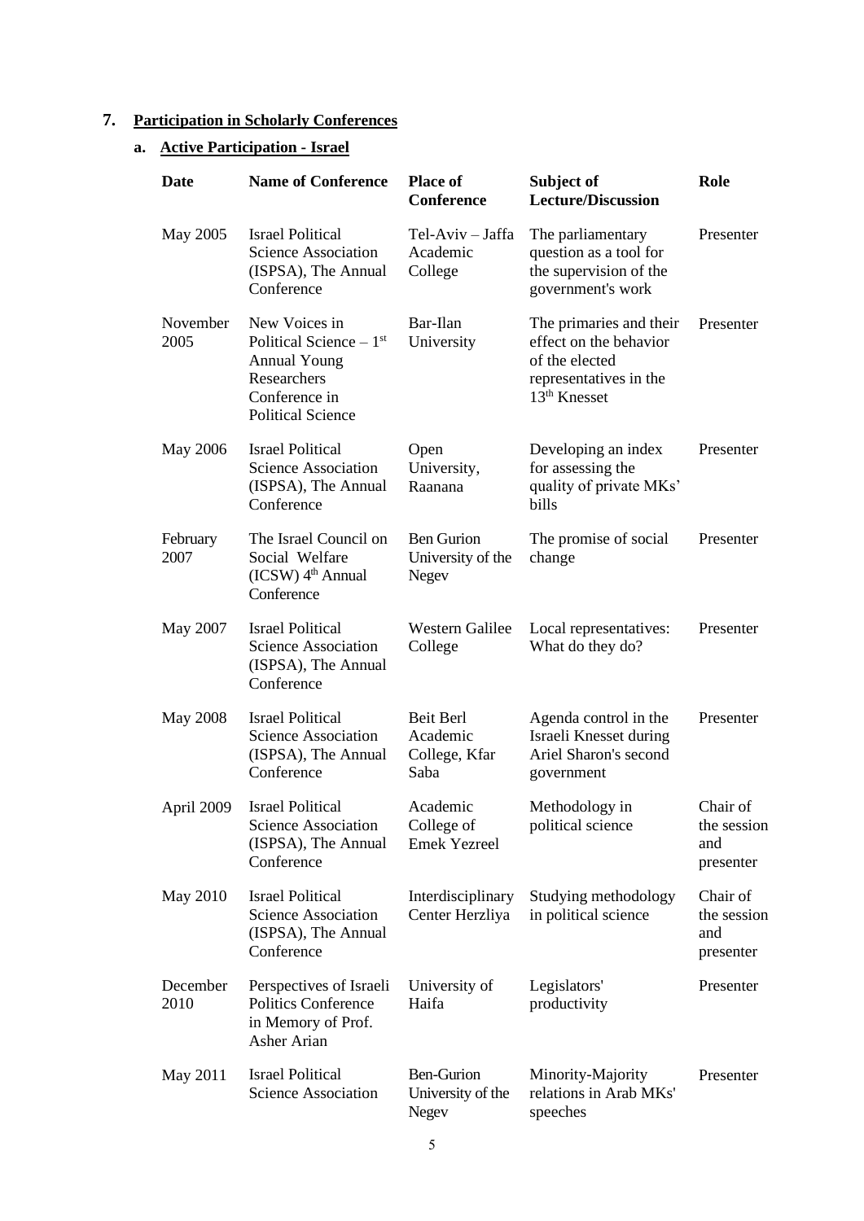## 7. Participation in Scholarly Conferences

### a. Active Participation - Israel

| Date | Name of Conference | Place of Conference | Subject of Lecture/Discussion | Role |
|---|---|---|---|---|
| May 2005 | Israel Political Science Association (ISPSA), The Annual Conference | Tel-Aviv – Jaffa Academic College | The parliamentary question as a tool for the supervision of the government's work | Presenter |
| November 2005 | New Voices in Political Science – 1st Annual Young Researchers Conference in Political Science | Bar-Ilan University | The primaries and their effect on the behavior of the elected representatives in the 13th Knesset | Presenter |
| May 2006 | Israel Political Science Association (ISPSA), The Annual Conference | Open University, Raanana | Developing an index for assessing the quality of private MKs' bills | Presenter |
| February 2007 | The Israel Council on Social Welfare (ICSW) 4th Annual Conference | Ben Gurion University of the Negev | The promise of social change | Presenter |
| May 2007 | Israel Political Science Association (ISPSA), The Annual Conference | Western Galilee College | Local representatives: What do they do? | Presenter |
| May 2008 | Israel Political Science Association (ISPSA), The Annual Conference | Beit Berl Academic College, Kfar Saba | Agenda control in the Israeli Knesset during Ariel Sharon's second government | Presenter |
| April 2009 | Israel Political Science Association (ISPSA), The Annual Conference | Academic College of Emek Yezreel | Methodology in political science | Chair of the session and presenter |
| May 2010 | Israel Political Science Association (ISPSA), The Annual Conference | Interdisciplinary Center Herzliya | Studying methodology in political science | Chair of the session and presenter |
| December 2010 | Perspectives of Israeli Politics Conference in Memory of Prof. Asher Arian | University of Haifa | Legislators' productivity | Presenter |
| May 2011 | Israel Political Science Association | Ben-Gurion University of the Negev | Minority-Majority relations in Arab MKs' speeches | Presenter |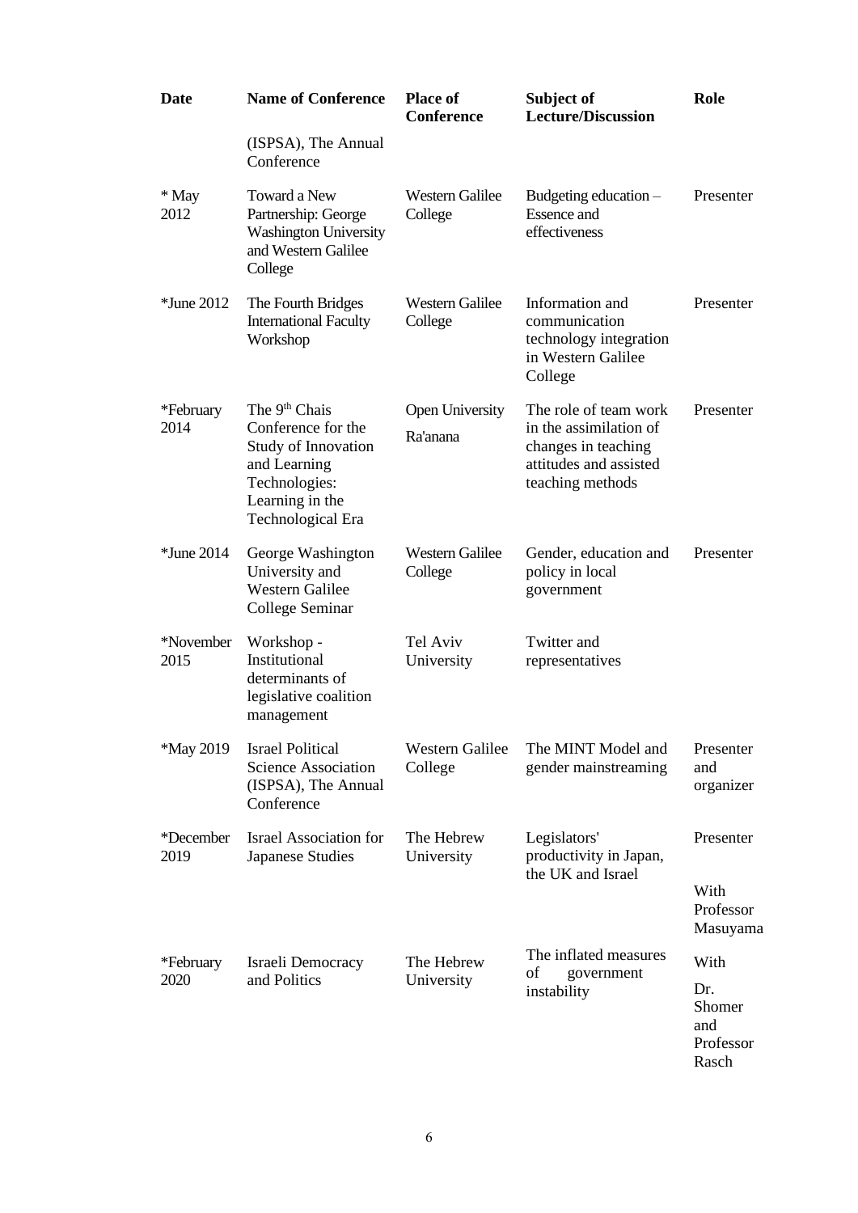| Date | Name of Conference | Place of Conference | Subject of Lecture/Discussion | Role |
|---|---|---|---|---|
| | (ISPSA), The Annual Conference | | | |
| * May 2012 | Toward a New Partnership: George Washington University and Western Galilee College | Western Galilee College | Budgeting education – Essence and effectiveness | Presenter |
| *June 2012 | The Fourth Bridges International Faculty Workshop | Western Galilee College | Information and communication technology integration in Western Galilee College | Presenter |
| *February 2014 | The 9th Chais Conference for the Study of Innovation and Learning Technologies: Learning in the Technological Era | Open University Ra'anana | The role of team work in the assimilation of changes in teaching attitudes and assisted teaching methods | Presenter |
| *June 2014 | George Washington University and Western Galilee College Seminar | Western Galilee College | Gender, education and policy in local government | Presenter |
| *November 2015 | Workshop - Institutional determinants of legislative coalition management | Tel Aviv University | Twitter and representatives | |
| *May 2019 | Israel Political Science Association (ISPSA), The Annual Conference | Western Galilee College | The MINT Model and gender mainstreaming | Presenter and organizer |
| *December 2019 | Israel Association for Japanese Studies | The Hebrew University | Legislators' productivity in Japan, the UK and Israel | Presenter With Professor Masuyama |
| *February 2020 | Israeli Democracy and Politics | The Hebrew University | The inflated measures of government instability | With Dr. Shomer and Professor Rasch |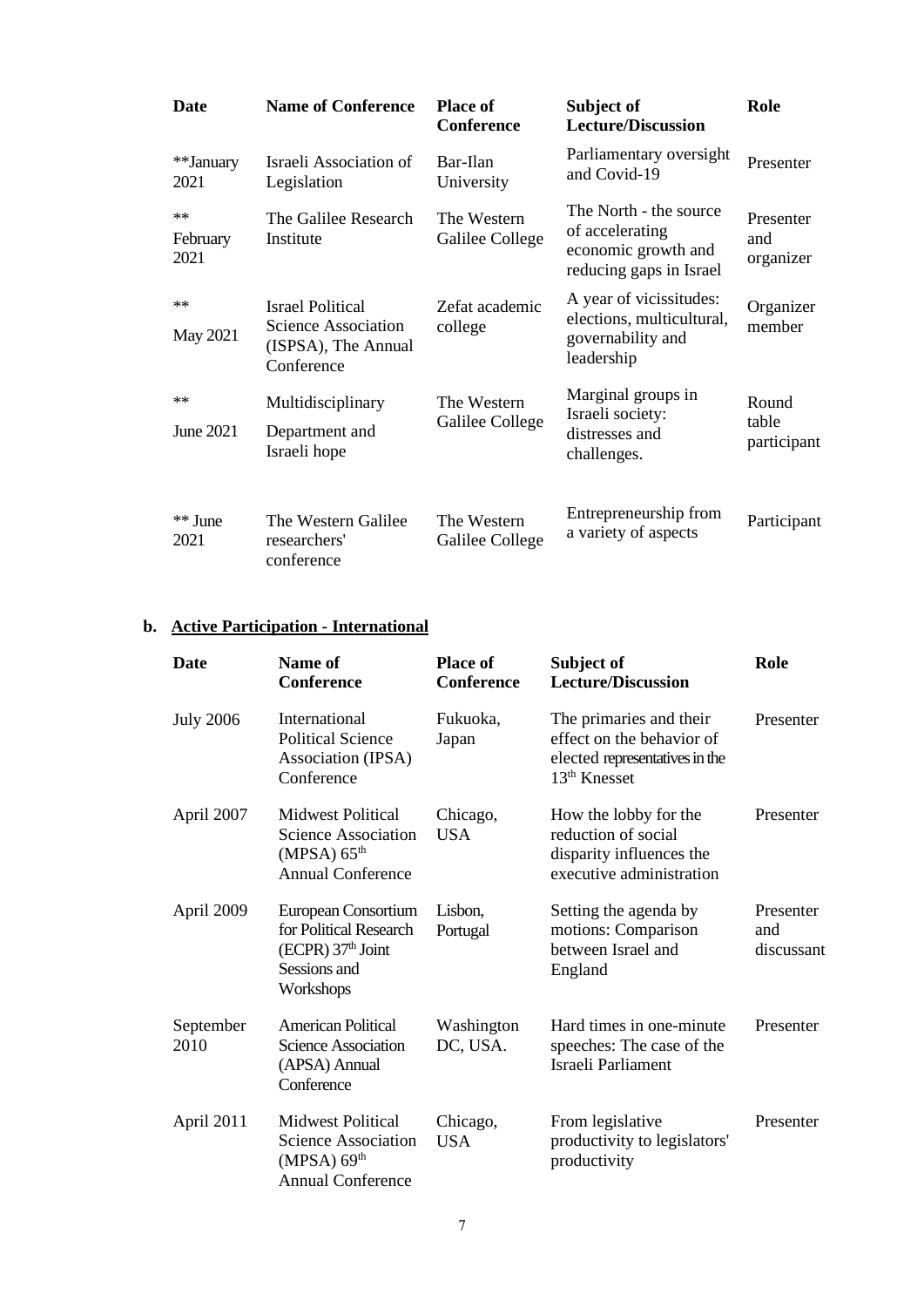| Date | Name of Conference | Place of Conference | Subject of Lecture/Discussion | Role |
|---|---|---|---|---|
| **January 2021 | Israeli Association of Legislation | Bar-Ilan University | Parliamentary oversight and Covid-19 | Presenter |
| ** February 2021 | The Galilee Research Institute | The Western Galilee College | The North - the source of accelerating economic growth and reducing gaps in Israel | Presenter and organizer |
| ** May 2021 | Israel Political Science Association (ISPSA), The Annual Conference | Zefat academic college | A year of vicissitudes: elections, multicultural, governability and leadership | Organizer member |
| ** June 2021 | Multidisciplinary Department and Israeli hope | The Western Galilee College | Marginal groups in Israeli society: distresses and challenges. | Round table participant |
| ** June 2021 | The Western Galilee researchers' conference | The Western Galilee College | Entrepreneurship from a variety of aspects | Participant |

**b. Active Participation - International**

| Date | Name of Conference | Place of Conference | Subject of Lecture/Discussion | Role |
|---|---|---|---|---|
| July 2006 | International Political Science Association (IPSA) Conference | Fukuoka, Japan | The primaries and their effect on the behavior of elected representatives in the 13th Knesset | Presenter |
| April 2007 | Midwest Political Science Association (MPSA) 65th Annual Conference | Chicago, USA | How the lobby for the reduction of social disparity influences the executive administration | Presenter |
| April 2009 | European Consortium for Political Research (ECPR) 37th Joint Sessions and Workshops | Lisbon, Portugal | Setting the agenda by motions: Comparison between Israel and England | Presenter and discussant |
| September 2010 | American Political Science Association (APSA) Annual Conference | Washington DC, USA. | Hard times in one-minute speeches: The case of the Israeli Parliament | Presenter |
| April 2011 | Midwest Political Science Association (MPSA) 69th Annual Conference | Chicago, USA | From legislative productivity to legislators' productivity | Presenter |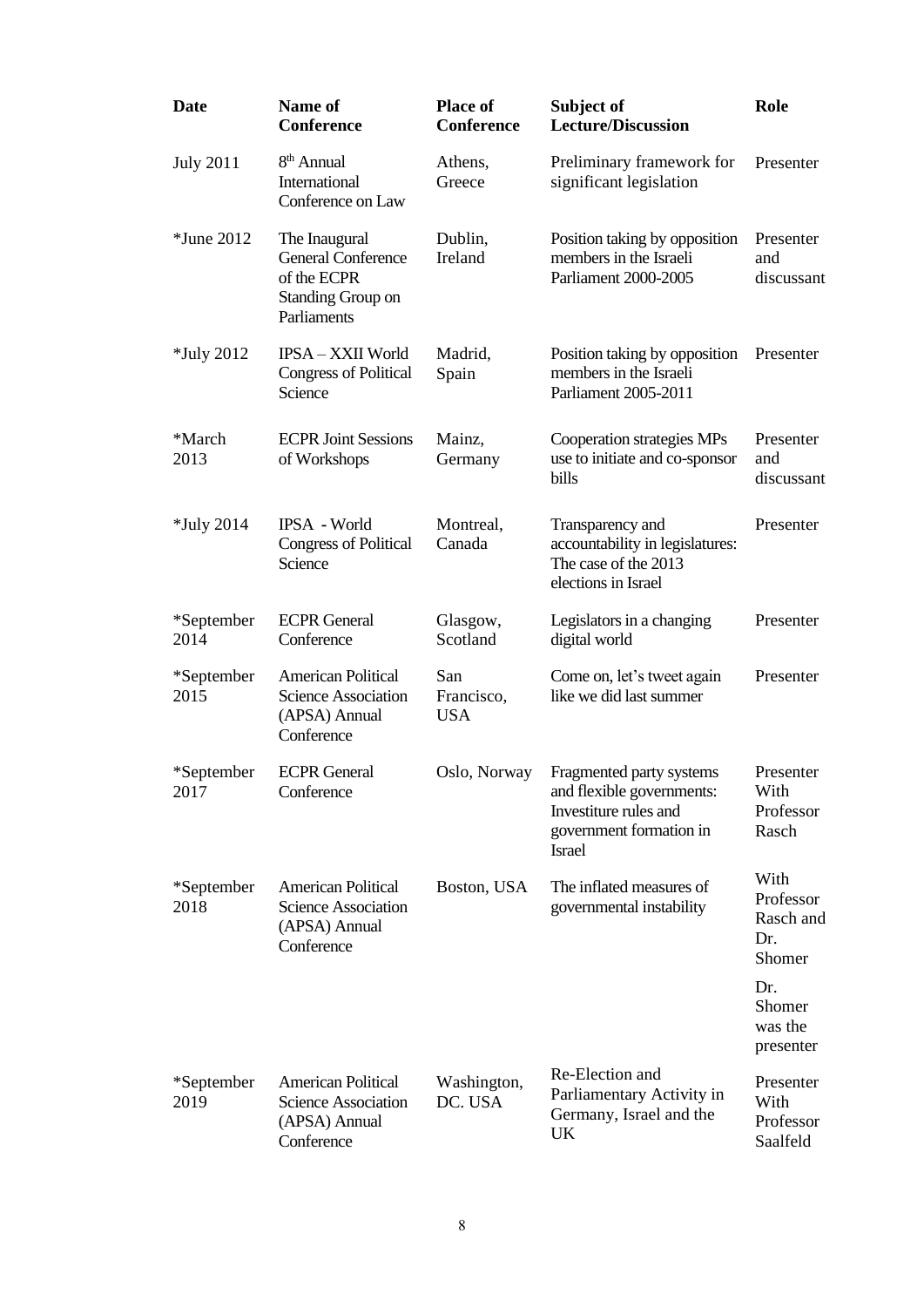| Date | Name of Conference | Place of Conference | Subject of Lecture/Discussion | Role |
|---|---|---|---|---|
| July 2011 | 8th Annual International Conference on Law | Athens, Greece | Preliminary framework for significant legislation | Presenter |
| *June 2012 | The Inaugural General Conference of the ECPR Standing Group on Parliaments | Dublin, Ireland | Position taking by opposition members in the Israeli Parliament 2000-2005 | Presenter and discussant |
| *July 2012 | IPSA – XXII World Congress of Political Science | Madrid, Spain | Position taking by opposition members in the Israeli Parliament 2005-2011 | Presenter |
| *March 2013 | ECPR Joint Sessions of Workshops | Mainz, Germany | Cooperation strategies MPs use to initiate and co-sponsor bills | Presenter and discussant |
| *July 2014 | IPSA - World Congress of Political Science | Montreal, Canada | Transparency and accountability in legislatures: The case of the 2013 elections in Israel | Presenter |
| *September 2014 | ECPR General Conference | Glasgow, Scotland | Legislators in a changing digital world | Presenter |
| *September 2015 | American Political Science Association (APSA) Annual Conference | San Francisco, USA | Come on, let's tweet again like we did last summer | Presenter |
| *September 2017 | ECPR General Conference | Oslo, Norway | Fragmented party systems and flexible governments: Investiture rules and government formation in Israel | Presenter With Professor Rasch |
| *September 2018 | American Political Science Association (APSA) Annual Conference | Boston, USA | The inflated measures of governmental instability | With Professor Rasch and Dr. Shomer<br><br>Dr. Shomer was the presenter |
| *September 2019 | American Political Science Association (APSA) Annual Conference | Washington, DC. USA | Re-Election and Parliamentary Activity in Germany, Israel and the UK | Presenter With Professor Saalfeld |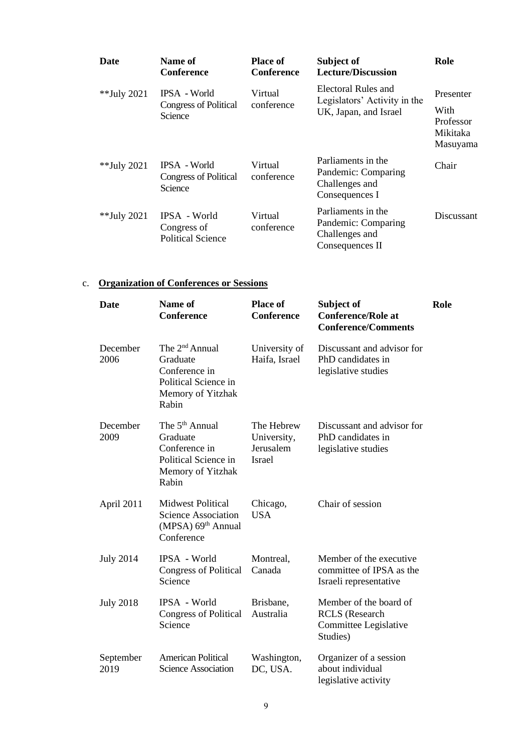| Date | Name of Conference | Place of Conference | Subject of Lecture/Discussion | Role |
|---|---|---|---|---|
| **July 2021 | IPSA - World Congress of Political Science | Virtual conference | Electoral Rules and Legislators' Activity in the UK, Japan, and Israel | Presenter With Professor Mikitaka Masuyama |
| **July 2021 | IPSA - World Congress of Political Science | Virtual conference | Parliaments in the Pandemic: Comparing Challenges and Consequences I | Chair |
| **July 2021 | IPSA - World Congress of Political Science | Virtual conference | Parliaments in the Pandemic: Comparing Challenges and Consequences II | Discussant |

c. **Organization of Conferences or Sessions**

| Date | Name of Conference | Place of Conference | Subject of Conference/Role at Conference/Comments | Role |
|---|---|---|---|---|
| December 2006 | The 2nd Annual Graduate Conference in Political Science in Memory of Yitzhak Rabin | University of Haifa, Israel | Discussant and advisor for PhD candidates in legislative studies | |
| December 2009 | The 5th Annual Graduate Conference in Political Science in Memory of Yitzhak Rabin | The Hebrew University, Jerusalem Israel | Discussant and advisor for PhD candidates in legislative studies | |
| April 2011 | Midwest Political Science Association (MPSA) 69th Annual Conference | Chicago, USA | Chair of session | |
| July 2014 | IPSA - World Congress of Political Science | Montreal, Canada | Member of the executive committee of IPSA as the Israeli representative | |
| July 2018 | IPSA - World Congress of Political Science | Brisbane, Australia | Member of the board of RCLS (Research Committee Legislative Studies) | |
| September 2019 | American Political Science Association | Washington, DC, USA. | Organizer of a session about individual legislative activity | |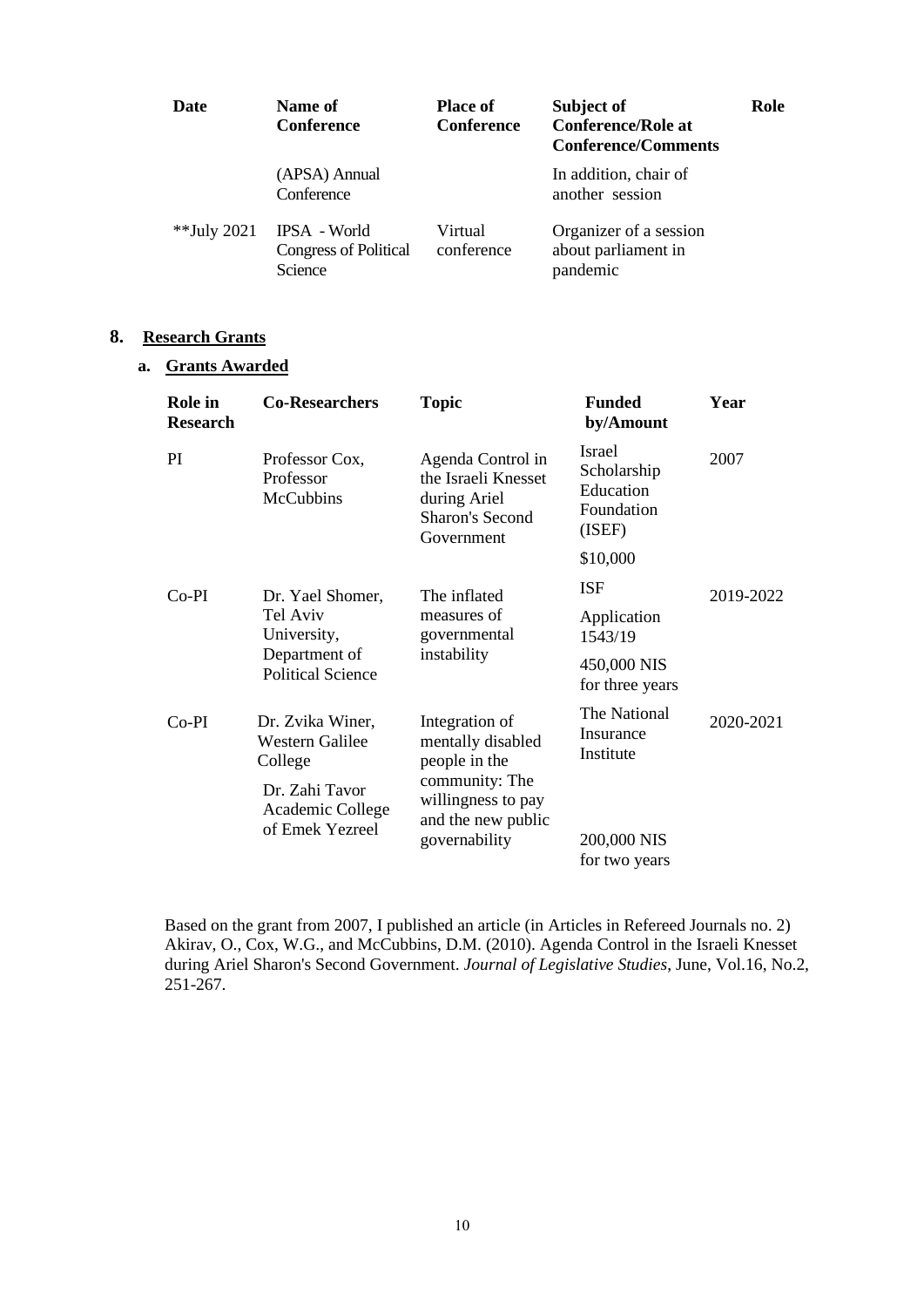| Date | Name of Conference | Place of Conference | Subject of Conference/Role at Conference/Comments | Role |
|---|---|---|---|---|
| | (APSA) Annual Conference | | In addition, chair of another session | |
| **July 2021 | IPSA - World Congress of Political Science | Virtual conference | Organizer of a session about parliament in pandemic | |

## 8. Research Grants

### a. Grants Awarded

| Role in Research | Co-Researchers | Topic | Funded by/Amount | Year |
|---|---|---|---|---|
| PI | Professor Cox, Professor McCubbins | Agenda Control in the Israeli Knesset during Ariel Sharon's Second Government | Israel Scholarship Education Foundation (ISEF) $10,000 | 2007 |
| Co-PI | Dr. Yael Shomer, Tel Aviv University, Department of Political Science | The inflated measures of governmental instability | ISF Application 1543/19 450,000 NIS for three years | 2019-2022 |
| Co-PI | Dr. Zvika Winer, Western Galilee College; Dr. Zahi Tavor Academic College of Emek Yezreel | Integration of mentally disabled people in the community: The willingness to pay and the new public governability | The National Insurance Institute 200,000 NIS for two years | 2020-2021 |

Based on the grant from 2007, I published an article (in Articles in Refereed Journals no. 2) Akirav, O., Cox, W.G., and McCubbins, D.M. (2010). Agenda Control in the Israeli Knesset during Ariel Sharon's Second Government. *Journal of Legislative Studies*, June, Vol.16, No.2, 251-267.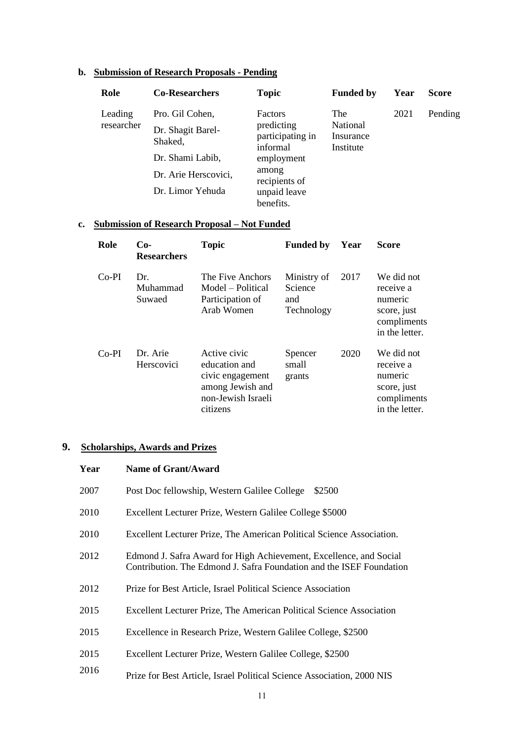**b. Submission of Research Proposals - Pending**

| Role | Co-Researchers | Topic | Funded by | Year | Score |
|---|---|---|---|---|---|
| Leading researcher | Pro. Gil Cohen, Dr. Shagit Barel-Shaked, Dr. Shami Labib, Dr. Arie Herscovici, Dr. Limor Yehuda | Factors predicting participating in informal employment among recipients of unpaid leave benefits. | The National Insurance Institute | 2021 | Pending |

**c. Submission of Research Proposal – Not Funded**

| Role | Co-Researchers | Topic | Funded by | Year | Score |
|---|---|---|---|---|---|
| Co-PI | Dr. Muhammad Suwaed | The Five Anchors Model – Political Participation of Arab Women | Ministry of Science and Technology | 2017 | We did not receive a numeric score, just compliments in the letter. |
| Co-PI | Dr. Arie Herscovici | Active civic education and civic engagement among Jewish and non-Jewish Israeli citizens | Spencer small grants | 2020 | We did not receive a numeric score, just compliments in the letter. |

## 9. Scholarships, Awards and Prizes

| Year | Name of Grant/Award |
|---|---|
| 2007 | Post Doc fellowship, Western Galilee College $2500 |
| 2010 | Excellent Lecturer Prize, Western Galilee College $5000 |
| 2010 | Excellent Lecturer Prize, The American Political Science Association. |
| 2012 | Edmond J. Safra Award for High Achievement, Excellence, and Social Contribution. The Edmond J. Safra Foundation and the ISEF Foundation |
| 2012 | Prize for Best Article, Israel Political Science Association |
| 2015 | Excellent Lecturer Prize, The American Political Science Association |
| 2015 | Excellence in Research Prize, Western Galilee College, $2500 |
| 2015 | Excellent Lecturer Prize, Western Galilee College, $2500 |
| 2016 | Prize for Best Article, Israel Political Science Association, 2000 NIS |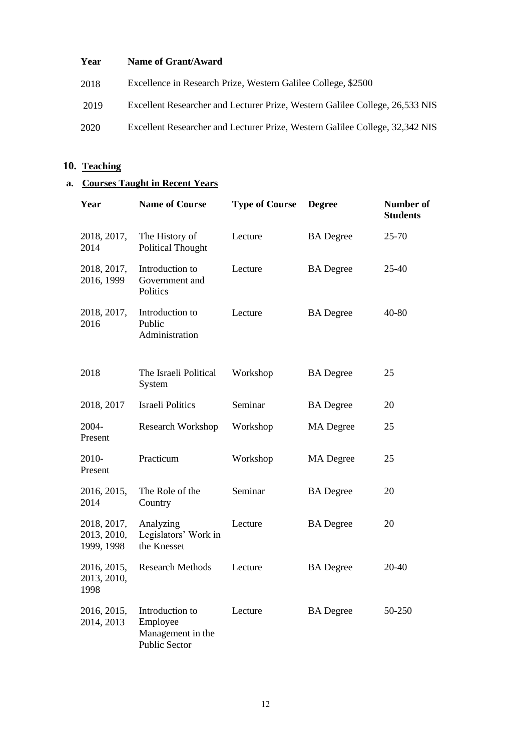| Year | Name of Grant/Award |
|---|---|
| 2018 | Excellence in Research Prize, Western Galilee College, $2500 |
| 2019 | Excellent Researcher and Lecturer Prize, Western Galilee College, 26,533 NIS |
| 2020 | Excellent Researcher and Lecturer Prize, Western Galilee College, 32,342 NIS |

## 10. Teaching

### a. Courses Taught in Recent Years

| Year | Name of Course | Type of Course | Degree | Number of Students |
|---|---|---|---|---|
| 2018, 2017, 2014 | The History of Political Thought | Lecture | BA Degree | 25-70 |
| 2018, 2017, 2016, 1999 | Introduction to Government and Politics | Lecture | BA Degree | 25-40 |
| 2018, 2017, 2016 | Introduction to Public Administration | Lecture | BA Degree | 40-80 |
| 2018 | The Israeli Political System | Workshop | BA Degree | 25 |
| 2018, 2017 | Israeli Politics | Seminar | BA Degree | 20 |
| 2004-Present | Research Workshop | Workshop | MA Degree | 25 |
| 2010-Present | Practicum | Workshop | MA Degree | 25 |
| 2016, 2015, 2014 | The Role of the Country | Seminar | BA Degree | 20 |
| 2018, 2017, 2013, 2010, 1999, 1998 | Analyzing Legislators' Work in the Knesset | Lecture | BA Degree | 20 |
| 2016, 2015, 2013, 2010, 1998 | Research Methods | Lecture | BA Degree | 20-40 |
| 2016, 2015, 2014, 2013 | Introduction to Employee Management in the Public Sector | Lecture | BA Degree | 50-250 |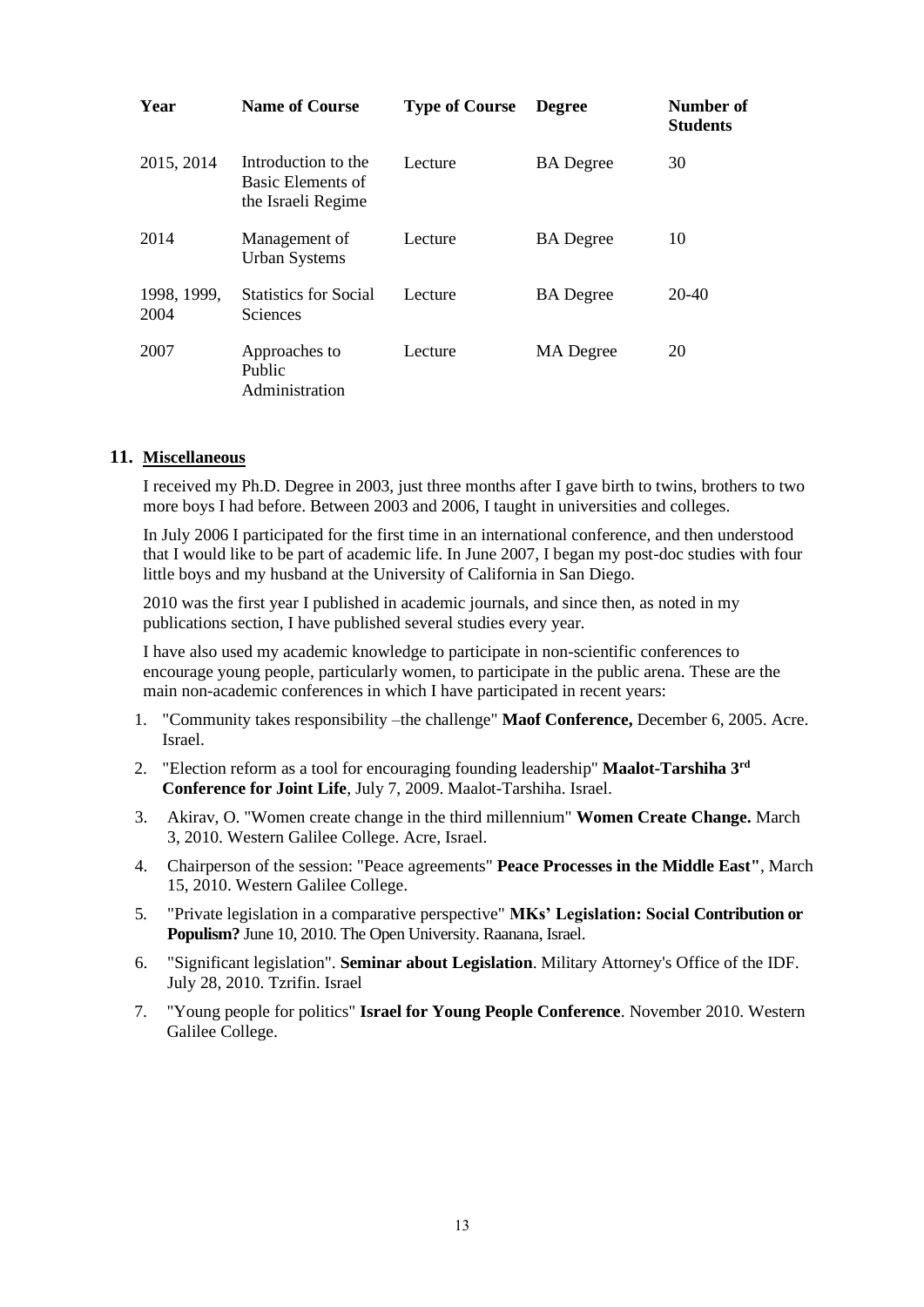| Year | Name of Course | Type of Course | Degree | Number of Students |
|---|---|---|---|---|
| 2015, 2014 | Introduction to the Basic Elements of the Israeli Regime | Lecture | BA Degree | 30 |
| 2014 | Management of Urban Systems | Lecture | BA Degree | 10 |
| 1998, 1999, 2004 | Statistics for Social Sciences | Lecture | BA Degree | 20-40 |
| 2007 | Approaches to Public Administration | Lecture | MA Degree | 20 |

## 11. Miscellaneous

I received my Ph.D. Degree in 2003, just three months after I gave birth to twins, brothers to two more boys I had before. Between 2003 and 2006, I taught in universities and colleges.

In July 2006 I participated for the first time in an international conference, and then understood that I would like to be part of academic life. In June 2007, I began my post-doc studies with four little boys and my husband at the University of California in San Diego.

2010 was the first year I published in academic journals, and since then, as noted in my publications section, I have published several studies every year.

I have also used my academic knowledge to participate in non-scientific conferences to encourage young people, particularly women, to participate in the public arena. These are the main non-academic conferences in which I have participated in recent years:

1. "Community takes responsibility –the challenge" **Maof Conference,** December 6, 2005. Acre. Israel.
2. "Election reform as a tool for encouraging founding leadership" **Maalot-Tarshiha 3rd Conference for Joint Life**, July 7, 2009. Maalot-Tarshiha. Israel.
3. Akirav, O. "Women create change in the third millennium" **Women Create Change.** March 3, 2010. Western Galilee College. Acre, Israel.
4. Chairperson of the session: "Peace agreements" **Peace Processes in the Middle East"**, March 15, 2010. Western Galilee College.
5. "Private legislation in a comparative perspective" **MKs' Legislation: Social Contribution or Populism?** June 10, 2010. The Open University. Raanana, Israel.
6. "Significant legislation". **Seminar about Legislation**. Military Attorney's Office of the IDF. July 28, 2010. Tzrifin. Israel
7. "Young people for politics" **Israel for Young People Conference**. November 2010. Western Galilee College.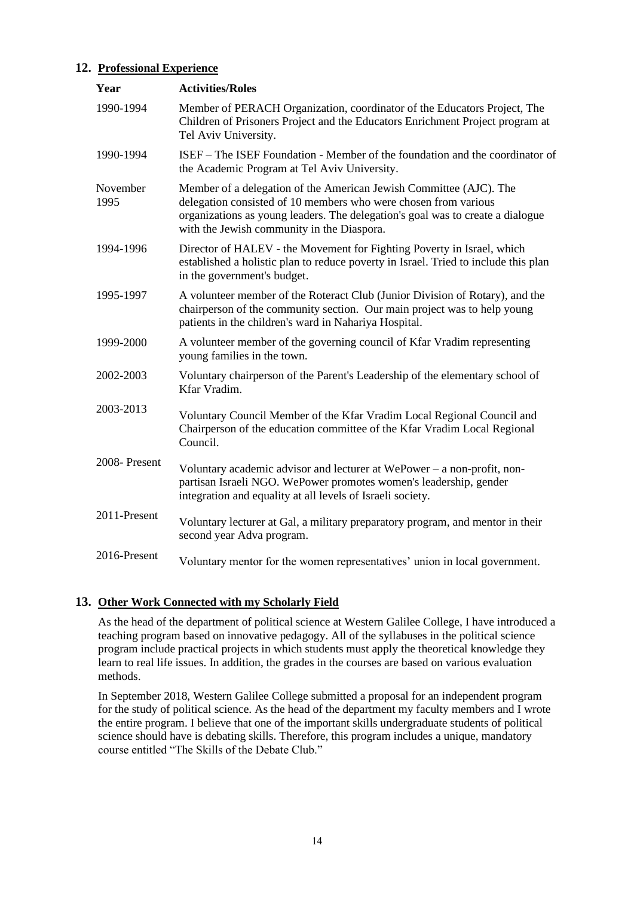## 12. Professional Experience

| Year | Activities/Roles |
|---|---|
| 1990-1994 | Member of PERACH Organization, coordinator of the Educators Project, The Children of Prisoners Project and the Educators Enrichment Project program at Tel Aviv University. |
| 1990-1994 | ISEF – The ISEF Foundation - Member of the foundation and the coordinator of the Academic Program at Tel Aviv University. |
| November 1995 | Member of a delegation of the American Jewish Committee (AJC). The delegation consisted of 10 members who were chosen from various organizations as young leaders. The delegation's goal was to create a dialogue with the Jewish community in the Diaspora. |
| 1994-1996 | Director of HALEV - the Movement for Fighting Poverty in Israel, which established a holistic plan to reduce poverty in Israel. Tried to include this plan in the government's budget. |
| 1995-1997 | A volunteer member of the Roteract Club (Junior Division of Rotary), and the chairperson of the community section. Our main project was to help young patients in the children's ward in Nahariya Hospital. |
| 1999-2000 | A volunteer member of the governing council of Kfar Vradim representing young families in the town. |
| 2002-2003 | Voluntary chairperson of the Parent's Leadership of the elementary school of Kfar Vradim. |
| 2003-2013 | Voluntary Council Member of the Kfar Vradim Local Regional Council and Chairperson of the education committee of the Kfar Vradim Local Regional Council. |
| 2008- Present | Voluntary academic advisor and lecturer at WePower – a non-profit, non-partisan Israeli NGO. WePower promotes women's leadership, gender integration and equality at all levels of Israeli society. |
| 2011-Present | Voluntary lecturer at Gal, a military preparatory program, and mentor in their second year Adva program. |
| 2016-Present | Voluntary mentor for the women representatives' union in local government. |

## 13. Other Work Connected with my Scholarly Field

As the head of the department of political science at Western Galilee College, I have introduced a teaching program based on innovative pedagogy. All of the syllabuses in the political science program include practical projects in which students must apply the theoretical knowledge they learn to real life issues. In addition, the grades in the courses are based on various evaluation methods.

In September 2018, Western Galilee College submitted a proposal for an independent program for the study of political science. As the head of the department my faculty members and I wrote the entire program. I believe that one of the important skills undergraduate students of political science should have is debating skills. Therefore, this program includes a unique, mandatory course entitled "The Skills of the Debate Club."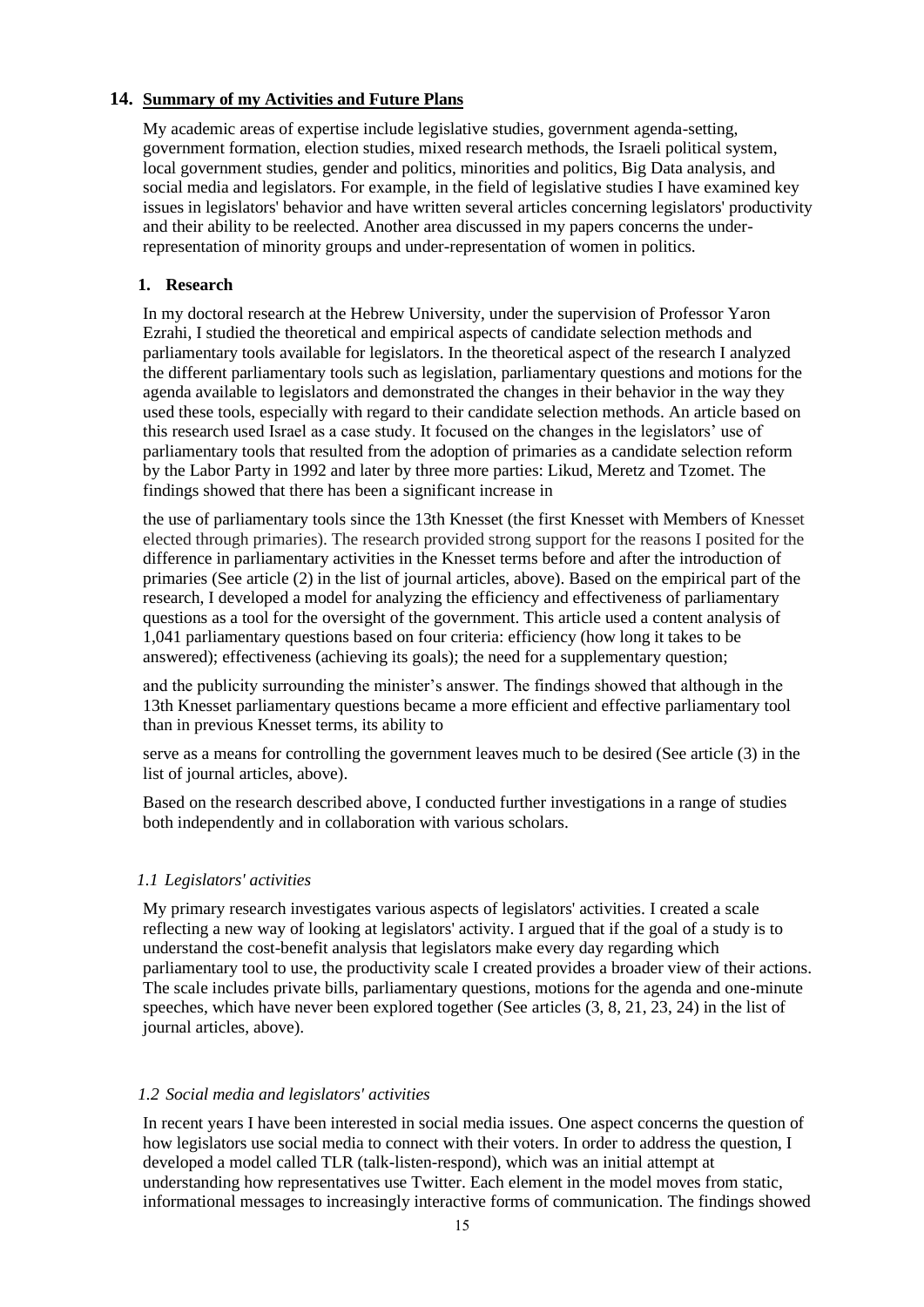## 14. Summary of my Activities and Future Plans

My academic areas of expertise include legislative studies, government agenda-setting, government formation, election studies, mixed research methods, the Israeli political system, local government studies, gender and politics, minorities and politics, Big Data analysis, and social media and legislators. For example, in the field of legislative studies I have examined key issues in legislators' behavior and have written several articles concerning legislators' productivity and their ability to be reelected. Another area discussed in my papers concerns the under-representation of minority groups and under-representation of women in politics.

### 1. Research

In my doctoral research at the Hebrew University, under the supervision of Professor Yaron Ezrahi, I studied the theoretical and empirical aspects of candidate selection methods and parliamentary tools available for legislators. In the theoretical aspect of the research I analyzed the different parliamentary tools such as legislation, parliamentary questions and motions for the agenda available to legislators and demonstrated the changes in their behavior in the way they used these tools, especially with regard to their candidate selection methods. An article based on this research used Israel as a case study. It focused on the changes in the legislators' use of parliamentary tools that resulted from the adoption of primaries as a candidate selection reform by the Labor Party in 1992 and later by three more parties: Likud, Meretz and Tzomet. The findings showed that there has been a significant increase in the use of parliamentary tools since the 13th Knesset (the first Knesset with Members of Knesset elected through primaries). The research provided strong support for the reasons I posited for the difference in parliamentary activities in the Knesset terms before and after the introduction of primaries (See article (2) in the list of journal articles, above). Based on the empirical part of the research, I developed a model for analyzing the efficiency and effectiveness of parliamentary questions as a tool for the oversight of the government. This article used a content analysis of 1,041 parliamentary questions based on four criteria: efficiency (how long it takes to be answered); effectiveness (achieving its goals); the need for a supplementary question; and the publicity surrounding the minister's answer. The findings showed that although in the 13th Knesset parliamentary questions became a more efficient and effective parliamentary tool than in previous Knesset terms, its ability to serve as a means for controlling the government leaves much to be desired (See article (3) in the list of journal articles, above).

Based on the research described above, I conducted further investigations in a range of studies both independently and in collaboration with various scholars.

#### *1.1 Legislators' activities*

My primary research investigates various aspects of legislators' activities. I created a scale reflecting a new way of looking at legislators' activity. I argued that if the goal of a study is to understand the cost-benefit analysis that legislators make every day regarding which parliamentary tool to use, the productivity scale I created provides a broader view of their actions. The scale includes private bills, parliamentary questions, motions for the agenda and one-minute speeches, which have never been explored together (See articles (3, 8, 21, 23, 24) in the list of journal articles, above).

#### *1.2 Social media and legislators' activities*

In recent years I have been interested in social media issues. One aspect concerns the question of how legislators use social media to connect with their voters. In order to address the question, I developed a model called TLR (talk-listen-respond), which was an initial attempt at understanding how representatives use Twitter. Each element in the model moves from static, informational messages to increasingly interactive forms of communication. The findings showed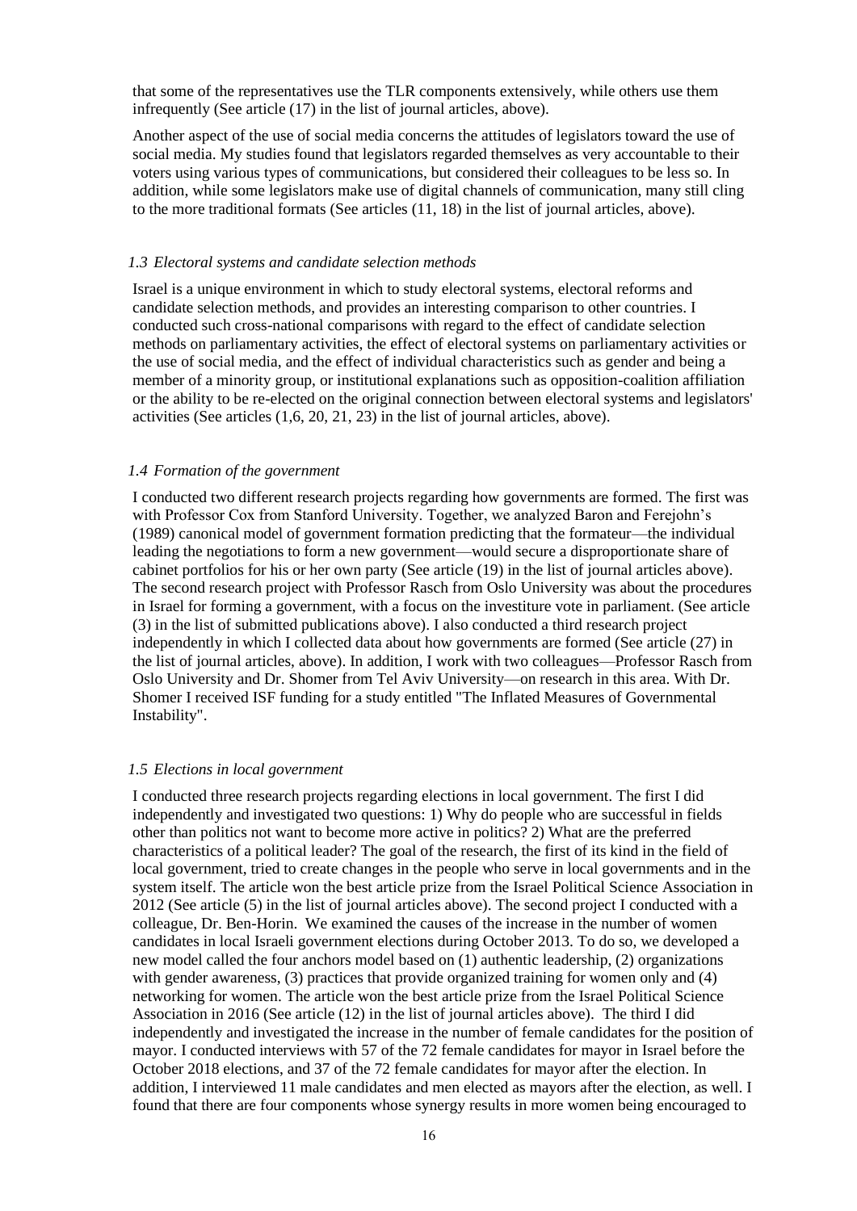that some of the representatives use the TLR components extensively, while others use them infrequently (See article (17) in the list of journal articles, above).

Another aspect of the use of social media concerns the attitudes of legislators toward the use of social media. My studies found that legislators regarded themselves as very accountable to their voters using various types of communications, but considered their colleagues to be less so. In addition, while some legislators make use of digital channels of communication, many still cling to the more traditional formats (See articles (11, 18) in the list of journal articles, above).

### *1.3 Electoral systems and candidate selection methods*

Israel is a unique environment in which to study electoral systems, electoral reforms and candidate selection methods, and provides an interesting comparison to other countries. I conducted such cross-national comparisons with regard to the effect of candidate selection methods on parliamentary activities, the effect of electoral systems on parliamentary activities or the use of social media, and the effect of individual characteristics such as gender and being a member of a minority group, or institutional explanations such as opposition-coalition affiliation or the ability to be re-elected on the original connection between electoral systems and legislators' activities (See articles (1,6, 20, 21, 23) in the list of journal articles, above).

### *1.4 Formation of the government*

I conducted two different research projects regarding how governments are formed. The first was with Professor Cox from Stanford University. Together, we analyzed Baron and Ferejohn's (1989) canonical model of government formation predicting that the formateur—the individual leading the negotiations to form a new government—would secure a disproportionate share of cabinet portfolios for his or her own party (See article (19) in the list of journal articles above). The second research project with Professor Rasch from Oslo University was about the procedures in Israel for forming a government, with a focus on the investiture vote in parliament. (See article (3) in the list of submitted publications above). I also conducted a third research project independently in which I collected data about how governments are formed (See article (27) in the list of journal articles, above). In addition, I work with two colleagues—Professor Rasch from Oslo University and Dr. Shomer from Tel Aviv University—on research in this area. With Dr. Shomer I received ISF funding for a study entitled "The Inflated Measures of Governmental Instability".

### *1.5 Elections in local government*

I conducted three research projects regarding elections in local government. The first I did independently and investigated two questions: 1) Why do people who are successful in fields other than politics not want to become more active in politics? 2) What are the preferred characteristics of a political leader? The goal of the research, the first of its kind in the field of local government, tried to create changes in the people who serve in local governments and in the system itself. The article won the best article prize from the Israel Political Science Association in 2012 (See article (5) in the list of journal articles above). The second project I conducted with a colleague, Dr. Ben-Horin. We examined the causes of the increase in the number of women candidates in local Israeli government elections during October 2013. To do so, we developed a new model called the four anchors model based on (1) authentic leadership, (2) organizations with gender awareness, (3) practices that provide organized training for women only and (4) networking for women. The article won the best article prize from the Israel Political Science Association in 2016 (See article (12) in the list of journal articles above). The third I did independently and investigated the increase in the number of female candidates for the position of mayor. I conducted interviews with 57 of the 72 female candidates for mayor in Israel before the October 2018 elections, and 37 of the 72 female candidates for mayor after the election. In addition, I interviewed 11 male candidates and men elected as mayors after the election, as well. I found that there are four components whose synergy results in more women being encouraged to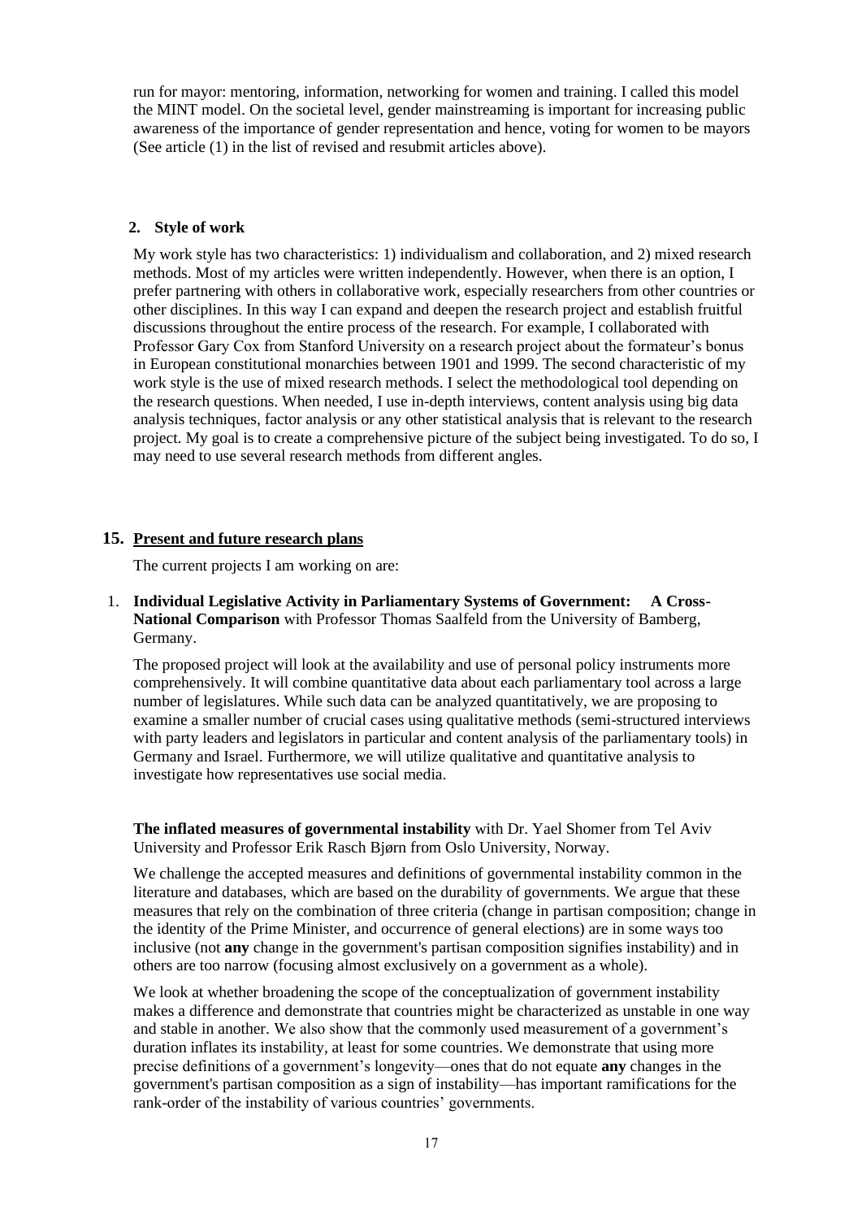run for mayor: mentoring, information, networking for women and training. I called this model the MINT model. On the societal level, gender mainstreaming is important for increasing public awareness of the importance of gender representation and hence, voting for women to be mayors (See article (1) in the list of revised and resubmit articles above).

### 2. Style of work

My work style has two characteristics: 1) individualism and collaboration, and 2) mixed research methods. Most of my articles were written independently. However, when there is an option, I prefer partnering with others in collaborative work, especially researchers from other countries or other disciplines. In this way I can expand and deepen the research project and establish fruitful discussions throughout the entire process of the research. For example, I collaborated with Professor Gary Cox from Stanford University on a research project about the formateur's bonus in European constitutional monarchies between 1901 and 1999. The second characteristic of my work style is the use of mixed research methods. I select the methodological tool depending on the research questions. When needed, I use in-depth interviews, content analysis using big data analysis techniques, factor analysis or any other statistical analysis that is relevant to the research project. My goal is to create a comprehensive picture of the subject being investigated. To do so, I may need to use several research methods from different angles.

## 15. Present and future research plans

The current projects I am working on are:

1. **Individual Legislative Activity in Parliamentary Systems of Government: A Cross-National Comparison** with Professor Thomas Saalfeld from the University of Bamberg, Germany.

   The proposed project will look at the availability and use of personal policy instruments more comprehensively. It will combine quantitative data about each parliamentary tool across a large number of legislatures. While such data can be analyzed quantitatively, we are proposing to examine a smaller number of crucial cases using qualitative methods (semi-structured interviews with party leaders and legislators in particular and content analysis of the parliamentary tools) in Germany and Israel. Furthermore, we will utilize qualitative and quantitative analysis to investigate how representatives use social media.

**The inflated measures of governmental instability** with Dr. Yael Shomer from Tel Aviv University and Professor Erik Rasch Bjørn from Oslo University, Norway.

We challenge the accepted measures and definitions of governmental instability common in the literature and databases, which are based on the durability of governments. We argue that these measures that rely on the combination of three criteria (change in partisan composition; change in the identity of the Prime Minister, and occurrence of general elections) are in some ways too inclusive (not **any** change in the government's partisan composition signifies instability) and in others are too narrow (focusing almost exclusively on a government as a whole).

We look at whether broadening the scope of the conceptualization of government instability makes a difference and demonstrate that countries might be characterized as unstable in one way and stable in another. We also show that the commonly used measurement of a government's duration inflates its instability, at least for some countries. We demonstrate that using more precise definitions of a government's longevity—ones that do not equate **any** changes in the government's partisan composition as a sign of instability—has important ramifications for the rank-order of the instability of various countries' governments.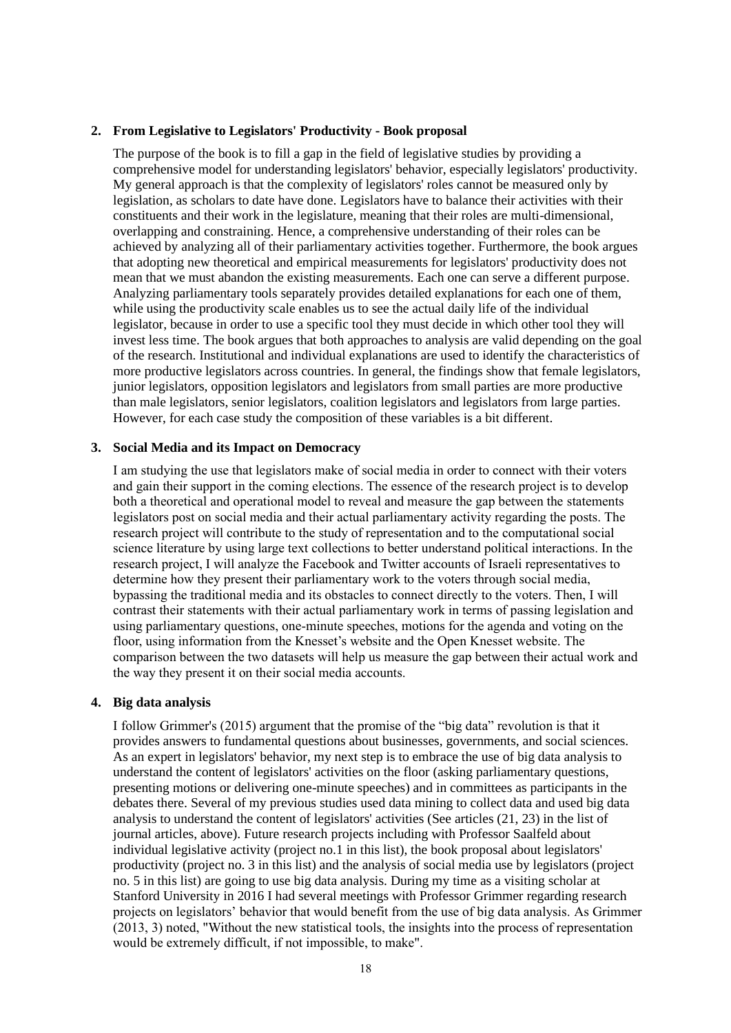**2. From Legislative to Legislators' Productivity - Book proposal**

The purpose of the book is to fill a gap in the field of legislative studies by providing a comprehensive model for understanding legislators' behavior, especially legislators' productivity. My general approach is that the complexity of legislators' roles cannot be measured only by legislation, as scholars to date have done. Legislators have to balance their activities with their constituents and their work in the legislature, meaning that their roles are multi-dimensional, overlapping and constraining. Hence, a comprehensive understanding of their roles can be achieved by analyzing all of their parliamentary activities together. Furthermore, the book argues that adopting new theoretical and empirical measurements for legislators' productivity does not mean that we must abandon the existing measurements. Each one can serve a different purpose. Analyzing parliamentary tools separately provides detailed explanations for each one of them, while using the productivity scale enables us to see the actual daily life of the individual legislator, because in order to use a specific tool they must decide in which other tool they will invest less time. The book argues that both approaches to analysis are valid depending on the goal of the research. Institutional and individual explanations are used to identify the characteristics of more productive legislators across countries. In general, the findings show that female legislators, junior legislators, opposition legislators and legislators from small parties are more productive than male legislators, senior legislators, coalition legislators and legislators from large parties. However, for each case study the composition of these variables is a bit different.

**3. Social Media and its Impact on Democracy**

I am studying the use that legislators make of social media in order to connect with their voters and gain their support in the coming elections. The essence of the research project is to develop both a theoretical and operational model to reveal and measure the gap between the statements legislators post on social media and their actual parliamentary activity regarding the posts. The research project will contribute to the study of representation and to the computational social science literature by using large text collections to better understand political interactions. In the research project, I will analyze the Facebook and Twitter accounts of Israeli representatives to determine how they present their parliamentary work to the voters through social media, bypassing the traditional media and its obstacles to connect directly to the voters. Then, I will contrast their statements with their actual parliamentary work in terms of passing legislation and using parliamentary questions, one-minute speeches, motions for the agenda and voting on the floor, using information from the Knesset's website and the Open Knesset website. The comparison between the two datasets will help us measure the gap between their actual work and the way they present it on their social media accounts.

**4. Big data analysis**

I follow Grimmer's (2015) argument that the promise of the "big data" revolution is that it provides answers to fundamental questions about businesses, governments, and social sciences. As an expert in legislators' behavior, my next step is to embrace the use of big data analysis to understand the content of legislators' activities on the floor (asking parliamentary questions, presenting motions or delivering one-minute speeches) and in committees as participants in the debates there. Several of my previous studies used data mining to collect data and used big data analysis to understand the content of legislators' activities (See articles (21, 23) in the list of journal articles, above). Future research projects including with Professor Saalfeld about individual legislative activity (project no.1 in this list), the book proposal about legislators' productivity (project no. 3 in this list) and the analysis of social media use by legislators (project no. 5 in this list) are going to use big data analysis. During my time as a visiting scholar at Stanford University in 2016 I had several meetings with Professor Grimmer regarding research projects on legislators' behavior that would benefit from the use of big data analysis. As Grimmer (2013, 3) noted, "Without the new statistical tools, the insights into the process of representation would be extremely difficult, if not impossible, to make".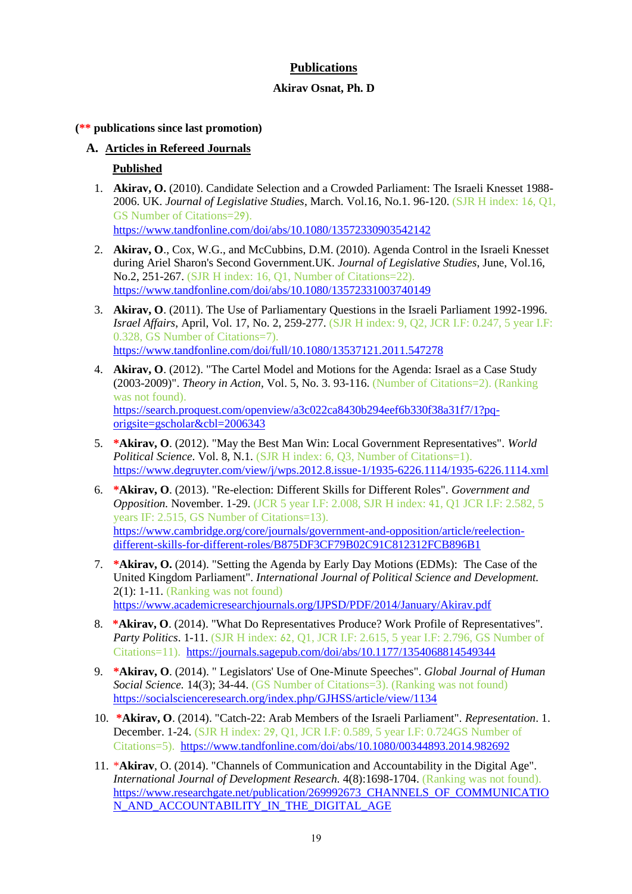# Publications

**Akirav Osnat, Ph. D**

(** publications since last promotion)

## A. Articles in Refereed Journals

**Published**

1. **Akirav, O.** (2010). Candidate Selection and a Crowded Parliament: The Israeli Knesset 1988-2006. UK. *Journal of Legislative Studies*, March. Vol.16, No.1. 96-120. (SJR H index: 16, Q1, GS Number of Citations=29). https://www.tandfonline.com/doi/abs/10.1080/13572330903542142

2. **Akirav, O**., Cox, W.G., and McCubbins, D.M. (2010). Agenda Control in the Israeli Knesset during Ariel Sharon's Second Government.UK. *Journal of Legislative Studies*, June, Vol.16, No.2, 251-267. (SJR H index: 16, Q1, Number of Citations=22). https://www.tandfonline.com/doi/abs/10.1080/13572331003740149

3. **Akirav, O**. (2011). The Use of Parliamentary Questions in the Israeli Parliament 1992-1996. *Israel Affairs*, April, Vol. 17, No. 2, 259-277. (SJR H index: 9, Q2, JCR I.F: 0.247, 5 year I.F: 0.328, GS Number of Citations=7). https://www.tandfonline.com/doi/full/10.1080/13537121.2011.547278

4. **Akirav, O**. (2012). "The Cartel Model and Motions for the Agenda: Israel as a Case Study (2003-2009)". *Theory in Action*, Vol. 5, No. 3. 93-116. (Number of Citations=2). (Ranking was not found). https://search.proquest.com/openview/a3c022ca8430b294eef6b330f38a31f7/1?pq-origsite=gscholar&cbl=2006343

5. ***Akirav, O**. (2012). "May the Best Man Win: Local Government Representatives". *World Political Science*. Vol. 8, N.1. (SJR H index: 6, Q3, Number of Citations=1). https://www.degruyter.com/view/j/wps.2012.8.issue-1/1935-6226.1114/1935-6226.1114.xml

6. ***Akirav, O**. (2013). "Re-election: Different Skills for Different Roles". *Government and Opposition*. November. 1-29. (JCR 5 year I.F: 2.008, SJR H index: 41, Q1 JCR I.F: 2.582, 5 years IF: 2.515, GS Number of Citations=13). https://www.cambridge.org/core/journals/government-and-opposition/article/reelection-different-skills-for-different-roles/B875DF3CF79B02C91C812312FCB896B1

7. ***Akirav, O.** (2014). "Setting the Agenda by Early Day Motions (EDMs): The Case of the United Kingdom Parliament". *International Journal of Political Science and Development*. 2(1): 1-11. (Ranking was not found) https://www.academicresearchjournals.org/IJPSD/PDF/2014/January/Akirav.pdf

8. ***Akirav, O**. (2014). "What Do Representatives Produce? Work Profile of Representatives". *Party Politics*. 1-11. (SJR H index: 62, Q1, JCR I.F: 2.615, 5 year I.F: 2.796, GS Number of Citations=11). https://journals.sagepub.com/doi/abs/10.1177/1354068814549344

9. ***Akirav, O**. (2014). " Legislators' Use of One-Minute Speeches". *Global Journal of Human Social Science*. 14(3); 34-44. (GS Number of Citations=3). (Ranking was not found) https://socialscienceresearch.org/index.php/GJHSS/article/view/1134

10. ***Akirav, O**. (2014). "Catch-22: Arab Members of the Israeli Parliament". *Representation*. 1. December. 1-24. (SJR H index: 29, Q1, JCR I.F: 0.589, 5 year I.F: 0.724GS Number of Citations=5). https://www.tandfonline.com/doi/abs/10.1080/00344893.2014.982692

11. ***Akirav**, O. (2014). "Channels of Communication and Accountability in the Digital Age". *International Journal of Development Research*. 4(8):1698-1704. (Ranking was not found). https://www.researchgate.net/publication/269992673_CHANNELS_OF_COMMUNICATION_AND_ACCOUNTABILITY_IN_THE_DIGITAL_AGE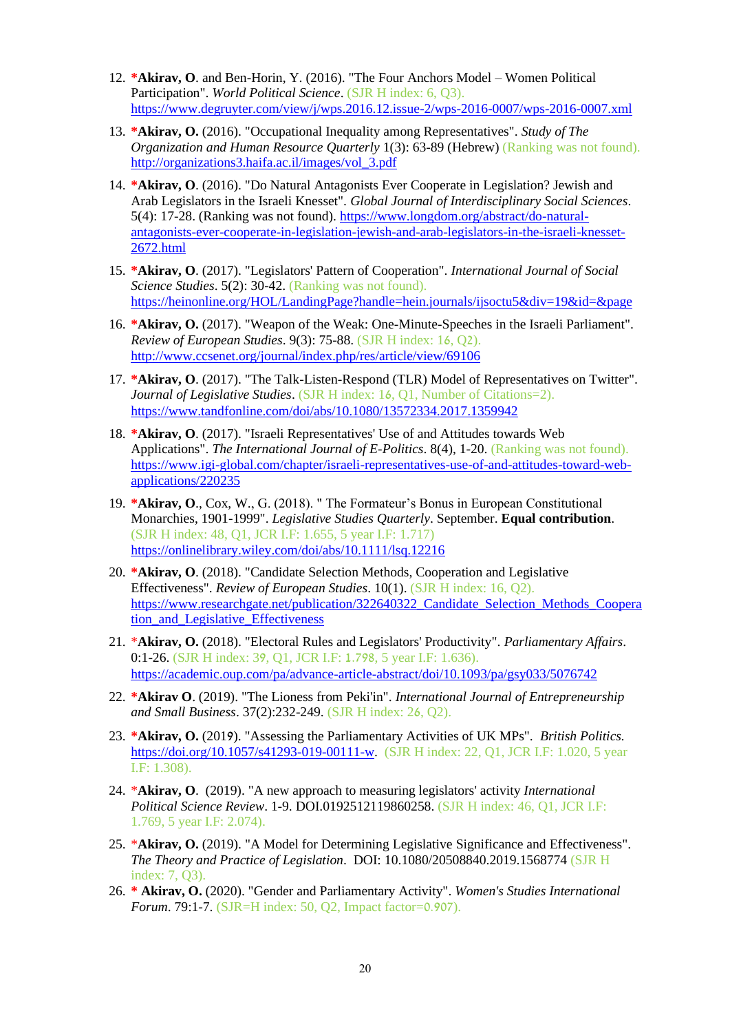12. ***Akirav, O**. and Ben-Horin, Y. (2016). "The Four Anchors Model – Women Political Participation". *World Political Science*. (SJR H index: 6, Q3). https://www.degruyter.com/view/j/wps.2016.12.issue-2/wps-2016-0007/wps-2016-0007.xml

13. ***Akirav, O.** (2016). "Occupational Inequality among Representatives". *Study of The Organization and Human Resource Quarterly* 1(3): 63-89 (Hebrew) (Ranking was not found). http://organizations3.haifa.ac.il/images/vol_3.pdf

14. ***Akirav, O**. (2016). "Do Natural Antagonists Ever Cooperate in Legislation? Jewish and Arab Legislators in the Israeli Knesset". *Global Journal of Interdisciplinary Social Sciences*. 5(4): 17-28. (Ranking was not found). https://www.longdom.org/abstract/do-natural-antagonists-ever-cooperate-in-legislation-jewish-and-arab-legislators-in-the-israeli-knesset-2672.html

15. ***Akirav, O**. (2017). "Legislators' Pattern of Cooperation". *International Journal of Social Science Studies*. 5(2): 30-42. (Ranking was not found). https://heinonline.org/HOL/LandingPage?handle=hein.journals/ijsoctu5&div=19&id=&page

16. ***Akirav, O.** (2017). "Weapon of the Weak: One-Minute-Speeches in the Israeli Parliament". *Review of European Studies*. 9(3): 75-88. (SJR H index: 16, Q2). http://www.ccsenet.org/journal/index.php/res/article/view/69106

17. ***Akirav, O**. (2017). "The Talk-Listen-Respond (TLR) Model of Representatives on Twitter". *Journal of Legislative Studies*. (SJR H index: 16, Q1, Number of Citations=2). https://www.tandfonline.com/doi/abs/10.1080/13572334.2017.1359942

18. ***Akirav, O**. (2017). "Israeli Representatives' Use of and Attitudes towards Web Applications". *The International Journal of E-Politics*. 8(4), 1-20. (Ranking was not found). https://www.igi-global.com/chapter/israeli-representatives-use-of-and-attitudes-toward-web-applications/220235

19. ***Akirav, O**., Cox, W., G. (2018). " The Formateur's Bonus in European Constitutional Monarchies, 1901-1999". *Legislative Studies Quarterly*. September. **Equal contribution**. (SJR H index: 48, Q1, JCR I.F: 1.655, 5 year I.F: 1.717) https://onlinelibrary.wiley.com/doi/abs/10.1111/lsq.12216

20. ***Akirav, O**. (2018). "Candidate Selection Methods, Cooperation and Legislative Effectiveness". *Review of European Studies*. 10(1). (SJR H index: 16, Q2). https://www.researchgate.net/publication/322640322_Candidate_Selection_Methods_Cooperation_and_Legislative_Effectiveness

21. ***Akirav, O.** (2018). "Electoral Rules and Legislators' Productivity". *Parliamentary Affairs*. 0:1-26. (SJR H index: 39, Q1, JCR I.F: 1.798, 5 year I.F: 1.636). https://academic.oup.com/pa/advance-article-abstract/doi/10.1093/pa/gsy033/5076742

22. ***Akirav O**. (2019). "The Lioness from Peki'in". *International Journal of Entrepreneurship and Small Business*. 37(2):232-249. (SJR H index: 26, Q2).

23. ***Akirav, O.** (2019). "Assessing the Parliamentary Activities of UK MPs". *British Politics*. https://doi.org/10.1057/s41293-019-00111-w. (SJR H index: 22, Q1, JCR I.F: 1.020, 5 year I.F: 1.308).

24. ***Akirav, O**. (2019). "A new approach to measuring legislators' activity *International Political Science Review*. 1-9. DOI.0192512119860258. (SJR H index: 46, Q1, JCR I.F: 1.769, 5 year I.F: 2.074).

25. ***Akirav, O.** (2019). "A Model for Determining Legislative Significance and Effectiveness". *The Theory and Practice of Legislation*. DOI: 10.1080/20508840.2019.1568774 (SJR H index: 7, Q3).

26. * **Akirav, O.** (2020). "Gender and Parliamentary Activity". *Women's Studies International Forum*. 79:1-7. (SJR=H index: 50, Q2, Impact factor=0.907).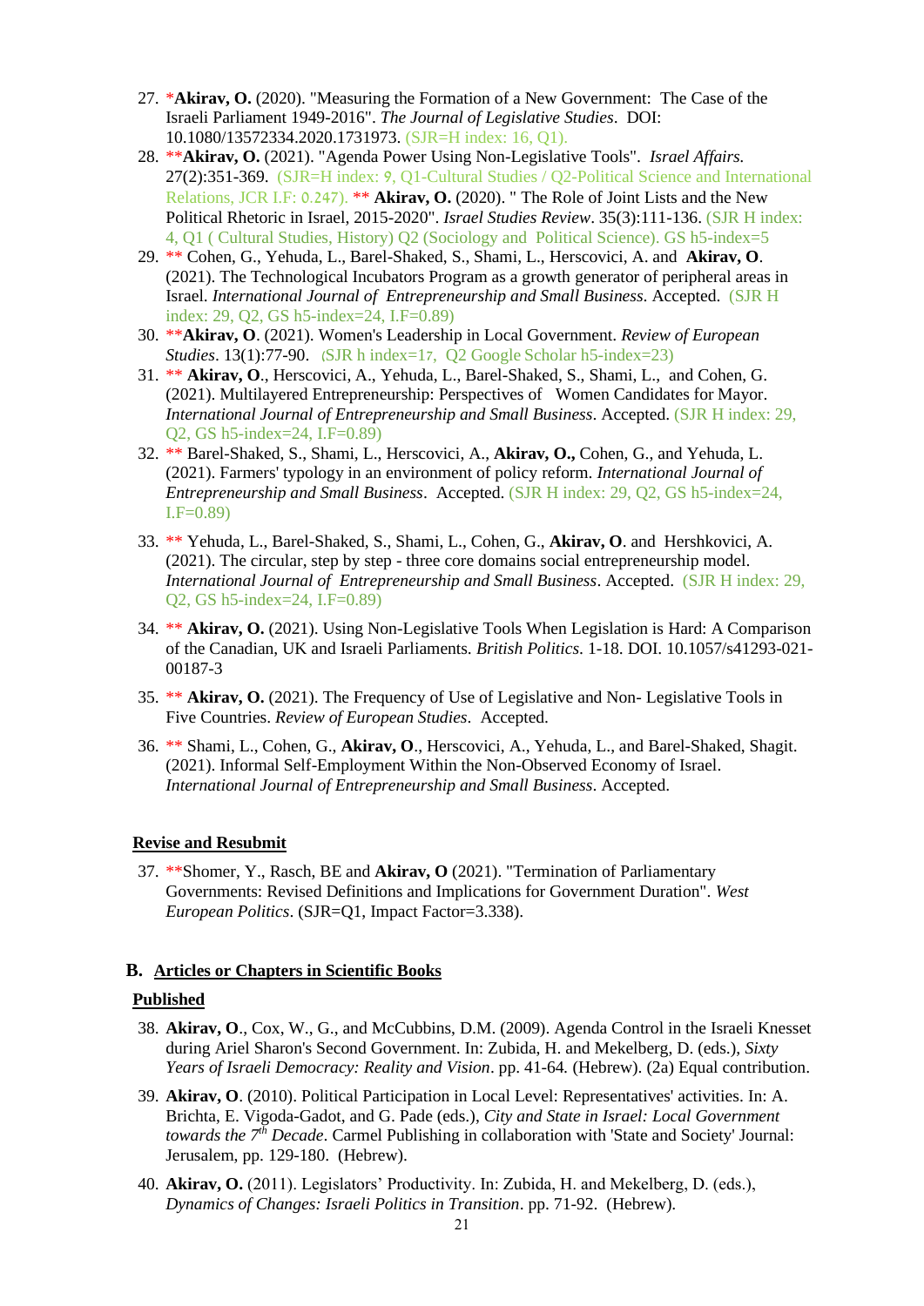27. *__Akirav, O.__ (2020). "Measuring the Formation of a New Government: The Case of the Israeli Parliament 1949-2016". *The Journal of Legislative Studies*. DOI: 10.1080/13572334.2020.1731973. (SJR=H index: 16, Q1).
28. **__Akirav, O.__ (2021). "Agenda Power Using Non-Legislative Tools". *Israel Affairs*. 27(2):351-369. (SJR=H index: 9, Q1-Cultural Studies / Q2-Political Science and International Relations, JCR I.F: 0.247). ** **Akirav, O.** (2020). " The Role of Joint Lists and the New Political Rhetoric in Israel, 2015-2020". *Israel Studies Review*. 35(3):111-136. (SJR H index: 4, Q1 ( Cultural Studies, History) Q2 (Sociology and Political Science). GS h5-index=5
29. ** Cohen, G., Yehuda, L., Barel-Shaked, S., Shami, L., Herscovici, A. and **Akirav, O**. (2021). The Technological Incubators Program as a growth generator of peripheral areas in Israel. *International Journal of Entrepreneurship and Small Business*. Accepted. (SJR H index: 29, Q2, GS h5-index=24, I.F=0.89)
30. **__Akirav, O__. (2021). Women's Leadership in Local Government. *Review of European Studies*. 13(1):77-90. (SJR h index=17, Q2 Google Scholar h5-index=23)
31. ** **Akirav, O**., Herscovici, A., Yehuda, L., Barel-Shaked, S., Shami, L., and Cohen, G. (2021). Multilayered Entrepreneurship: Perspectives of Women Candidates for Mayor. *International Journal of Entrepreneurship and Small Business*. Accepted. (SJR H index: 29, Q2, GS h5-index=24, I.F=0.89)
32. ** Barel-Shaked, S., Shami, L., Herscovici, A., **Akirav, O.,** Cohen, G., and Yehuda, L. (2021). Farmers' typology in an environment of policy reform. *International Journal of Entrepreneurship and Small Business*. Accepted. (SJR H index: 29, Q2, GS h5-index=24, I.F=0.89)
33. ** Yehuda, L., Barel-Shaked, S., Shami, L., Cohen, G., **Akirav, O**. and Hershkovici, A. (2021). The circular, step by step - three core domains social entrepreneurship model. *International Journal of Entrepreneurship and Small Business*. Accepted. (SJR H index: 29, Q2, GS h5-index=24, I.F=0.89)
34. ** **Akirav, O.** (2021). Using Non-Legislative Tools When Legislation is Hard: A Comparison of the Canadian, UK and Israeli Parliaments. *British Politics*. 1-18. DOI. 10.1057/s41293-021-00187-3
35. ** **Akirav, O.** (2021). The Frequency of Use of Legislative and Non- Legislative Tools in Five Countries. *Review of European Studies*. Accepted.
36. ** Shami, L., Cohen, G., **Akirav, O**., Herscovici, A., Yehuda, L., and Barel-Shaked, Shagit. (2021). Informal Self-Employment Within the Non-Observed Economy of Israel. *International Journal of Entrepreneurship and Small Business*. Accepted.

## Revise and Resubmit

37. **Shomer, Y., Rasch, BE and **Akirav, O** (2021). "Termination of Parliamentary Governments: Revised Definitions and Implications for Government Duration". *West European Politics*. (SJR=Q1, Impact Factor=3.338).

## B. Articles or Chapters in Scientific Books

### Published

38. **Akirav, O**., Cox, W., G., and McCubbins, D.M. (2009). Agenda Control in the Israeli Knesset during Ariel Sharon's Second Government. In: Zubida, H. and Mekelberg, D. (eds.), *Sixty Years of Israeli Democracy: Reality and Vision*. pp. 41-64. (Hebrew). (2a) Equal contribution.
39. **Akirav, O**. (2010). Political Participation in Local Level: Representatives' activities. In: A. Brichta, E. Vigoda-Gadot, and G. Pade (eds.), *City and State in Israel: Local Government towards the 7th Decade*. Carmel Publishing in collaboration with 'State and Society' Journal: Jerusalem, pp. 129-180. (Hebrew).
40. **Akirav, O.** (2011). Legislators' Productivity. In: Zubida, H. and Mekelberg, D. (eds.), *Dynamics of Changes: Israeli Politics in Transition*. pp. 71-92. (Hebrew).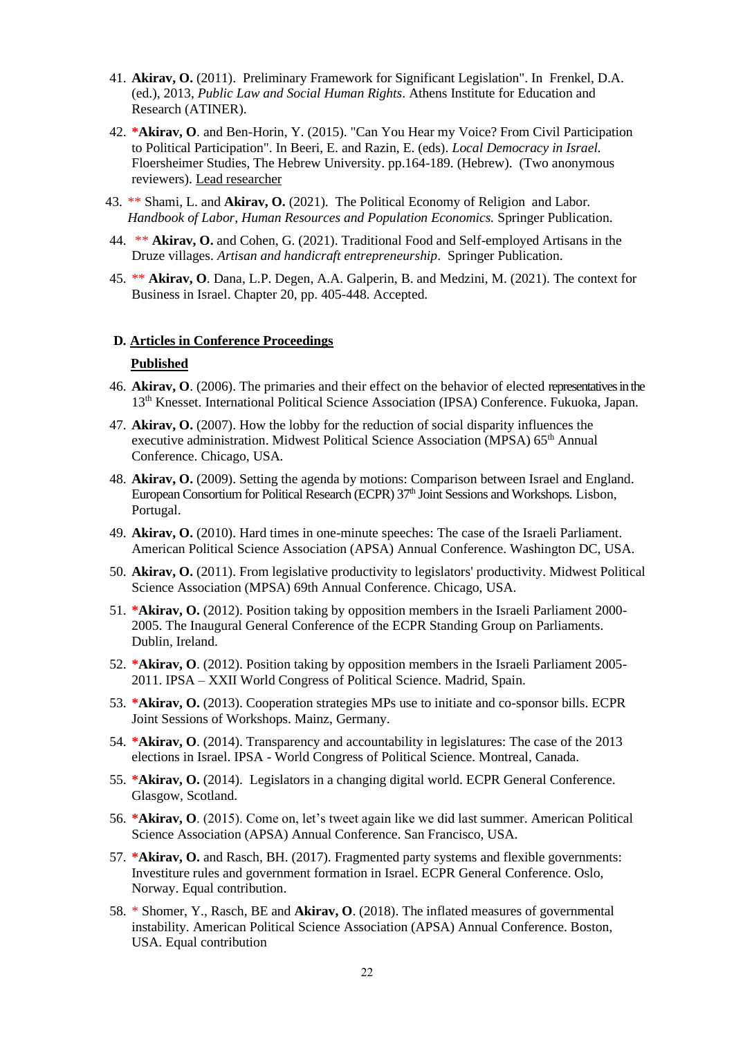41. **Akirav, O.** (2011). Preliminary Framework for Significant Legislation". In Frenkel, D.A. (ed.), 2013, *Public Law and Social Human Rights*. Athens Institute for Education and Research (ATINER).
42. ***Akirav, O**. and Ben-Horin, Y. (2015). "Can You Hear my Voice? From Civil Participation to Political Participation". In Beeri, E. and Razin, E. (eds). *Local Democracy in Israel.* Floersheimer Studies, The Hebrew University. pp.164-189. (Hebrew). (Two anonymous reviewers). Lead researcher
43. ** Shami, L. and **Akirav, O.** (2021). The Political Economy of Religion and Labor. *Handbook of Labor, Human Resources and Population Economics.* Springer Publication.
44. ** **Akirav, O.** and Cohen, G. (2021). Traditional Food and Self-employed Artisans in the Druze villages. *Artisan and handicraft entrepreneurship*. Springer Publication.
45. ** **Akirav, O**. Dana, L.P. Degen, A.A. Galperin, B. and Medzini, M. (2021). The context for Business in Israel. Chapter 20, pp. 405-448. Accepted.

### D. Articles in Conference Proceedings

#### Published

46. **Akirav, O**. (2006). The primaries and their effect on the behavior of elected representatives in the 13th Knesset. International Political Science Association (IPSA) Conference. Fukuoka, Japan.
47. **Akirav, O.** (2007). How the lobby for the reduction of social disparity influences the executive administration. Midwest Political Science Association (MPSA) 65th Annual Conference. Chicago, USA.
48. **Akirav, O.** (2009). Setting the agenda by motions: Comparison between Israel and England. European Consortium for Political Research (ECPR) 37th Joint Sessions and Workshops. Lisbon, Portugal.
49. **Akirav, O.** (2010). Hard times in one-minute speeches: The case of the Israeli Parliament. American Political Science Association (APSA) Annual Conference. Washington DC, USA.
50. **Akirav, O.** (2011). From legislative productivity to legislators' productivity. Midwest Political Science Association (MPSA) 69th Annual Conference. Chicago, USA.
51. ***Akirav, O.** (2012). Position taking by opposition members in the Israeli Parliament 2000-2005. The Inaugural General Conference of the ECPR Standing Group on Parliaments. Dublin, Ireland.
52. ***Akirav, O**. (2012). Position taking by opposition members in the Israeli Parliament 2005-2011. IPSA – XXII World Congress of Political Science. Madrid, Spain.
53. ***Akirav, O.** (2013). Cooperation strategies MPs use to initiate and co-sponsor bills. ECPR Joint Sessions of Workshops. Mainz, Germany.
54. ***Akirav, O**. (2014). Transparency and accountability in legislatures: The case of the 2013 elections in Israel. IPSA - World Congress of Political Science. Montreal, Canada.
55. ***Akirav, O.** (2014). Legislators in a changing digital world. ECPR General Conference. Glasgow, Scotland.
56. ***Akirav, O**. (2015). Come on, let's tweet again like we did last summer. American Political Science Association (APSA) Annual Conference. San Francisco, USA.
57. ***Akirav, O.** and Rasch, BH. (2017). Fragmented party systems and flexible governments: Investiture rules and government formation in Israel. ECPR General Conference. Oslo, Norway. Equal contribution.
58. * Shomer, Y., Rasch, BE and **Akirav, O**. (2018). The inflated measures of governmental instability. American Political Science Association (APSA) Annual Conference. Boston, USA. Equal contribution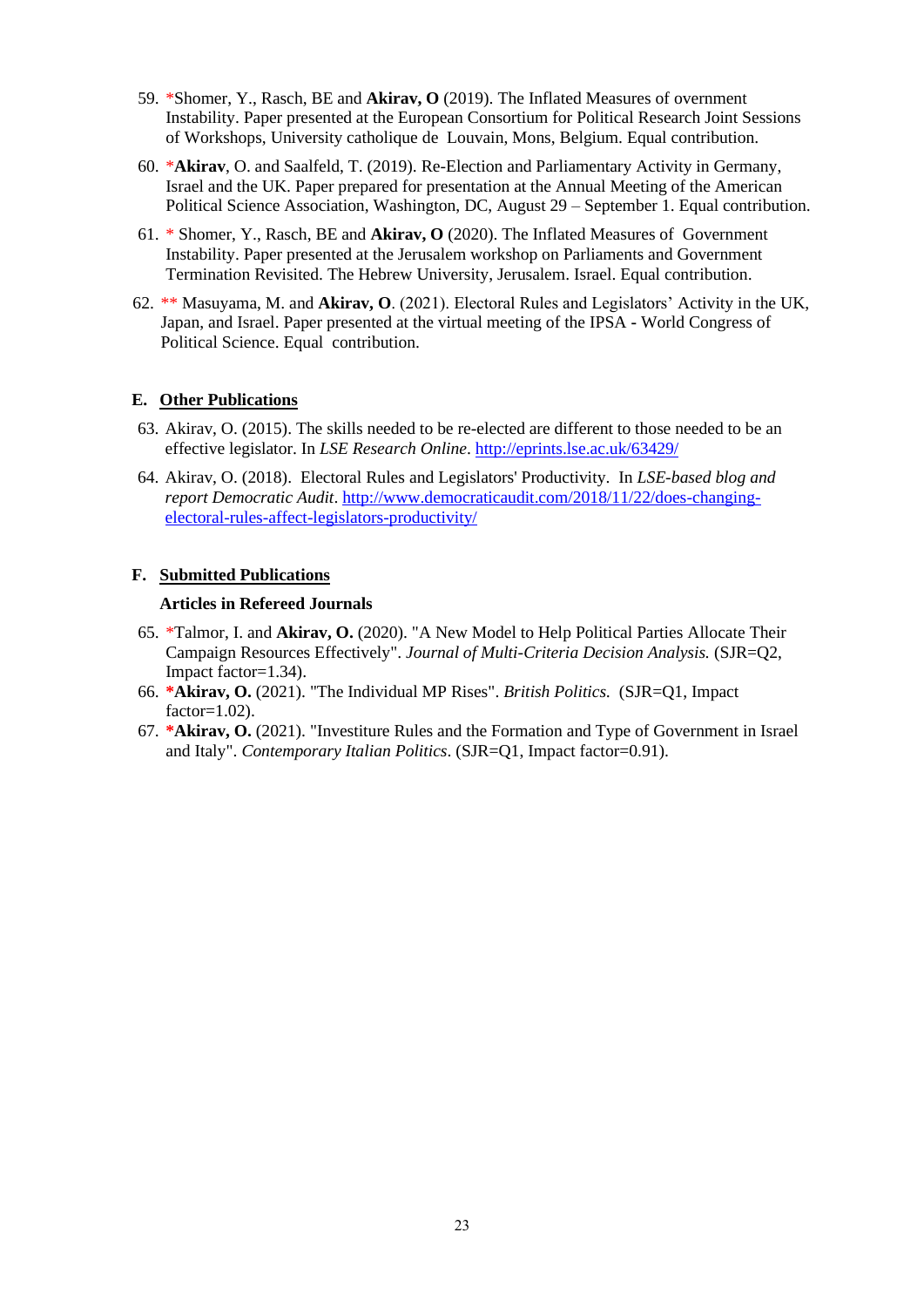59. *Shomer, Y., Rasch, BE and **Akirav, O** (2019). The Inflated Measures of overnment Instability. Paper presented at the European Consortium for Political Research Joint Sessions of Workshops, University catholique de Louvain, Mons, Belgium. Equal contribution.
60. ***Akirav**, O. and Saalfeld, T. (2019). Re-Election and Parliamentary Activity in Germany, Israel and the UK. Paper prepared for presentation at the Annual Meeting of the American Political Science Association, Washington, DC, August 29 – September 1. Equal contribution.
61. * Shomer, Y., Rasch, BE and **Akirav, O** (2020). The Inflated Measures of Government Instability. Paper presented at the Jerusalem workshop on Parliaments and Government Termination Revisited. The Hebrew University, Jerusalem. Israel. Equal contribution.
62. ** Masuyama, M. and **Akirav, O**. (2021). Electoral Rules and Legislators' Activity in the UK, Japan, and Israel. Paper presented at the virtual meeting of the IPSA - World Congress of Political Science. Equal contribution.

### E. Other Publications

63. Akirav, O. (2015). The skills needed to be re-elected are different to those needed to be an effective legislator. In *LSE Research Online*. http://eprints.lse.ac.uk/63429/
64. Akirav, O. (2018). Electoral Rules and Legislators' Productivity. In *LSE-based blog and report Democratic Audit*. http://www.democraticaudit.com/2018/11/22/does-changing-electoral-rules-affect-legislators-productivity/

### F. Submitted Publications

**Articles in Refereed Journals**

65. *Talmor, I. and **Akirav, O.** (2020). "A New Model to Help Political Parties Allocate Their Campaign Resources Effectively". *Journal of Multi-Criteria Decision Analysis.* (SJR=Q2, Impact factor=1.34).
66. ***Akirav, O.** (2021). "The Individual MP Rises". *British Politics.* (SJR=Q1, Impact factor=1.02).
67. ***Akirav, O.** (2021). "Investiture Rules and the Formation and Type of Government in Israel and Italy". *Contemporary Italian Politics*. (SJR=Q1, Impact factor=0.91).